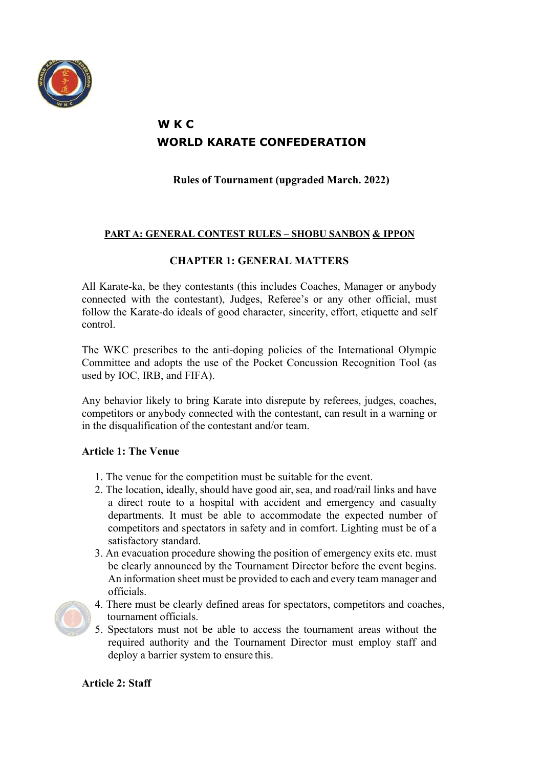# W K C

# WORLD KARATE CONFEDERATION

**Rules of Tournament (upgraded March. 2022)**

## PART A: GENERAL CONTEST RULES – SHOBU SANBON & IPPON

## CHAPTER 1: GENERAL MATTERS

All Karate-ka, be they contestants (this includes Coaches, Manager or anybody connected with the contestant), Judges, Referee's or any other official, must follow the Karate-do ideals of good character, sincerity, effort, etiquette and self control.

The WKC prescribes to the anti-doping policies of the International Olympic Committee and adopts the use of the Pocket Concussion Recognition Tool (as used by IOC, IRB, and FIFA).

Any behavior likely to bring Karate into disrepute by referees, judges, coaches, competitors or anybody connected with the contestant, can result in a warning or in the disqualification of the contestant and/or team.

### Article 1: The Venue

1. The venue for the competition must be suitable for the event.
2. The location, ideally, should have good air, sea, and road/rail links and have a direct route to a hospital with accident and emergency and casualty departments. It must be able to accommodate the expected number of competitors and spectators in safety and in comfort. Lighting must be of a satisfactory standard.
3. An evacuation procedure showing the position of emergency exits etc. must be clearly announced by the Tournament Director before the event begins. An information sheet must be provided to each and every team manager and officials.
4. There must be clearly defined areas for spectators, competitors and coaches, tournament officials.
5. Spectators must not be able to access the tournament areas without the required authority and the Tournament Director must employ staff and deploy a barrier system to ensure this.

### Article 2: Staff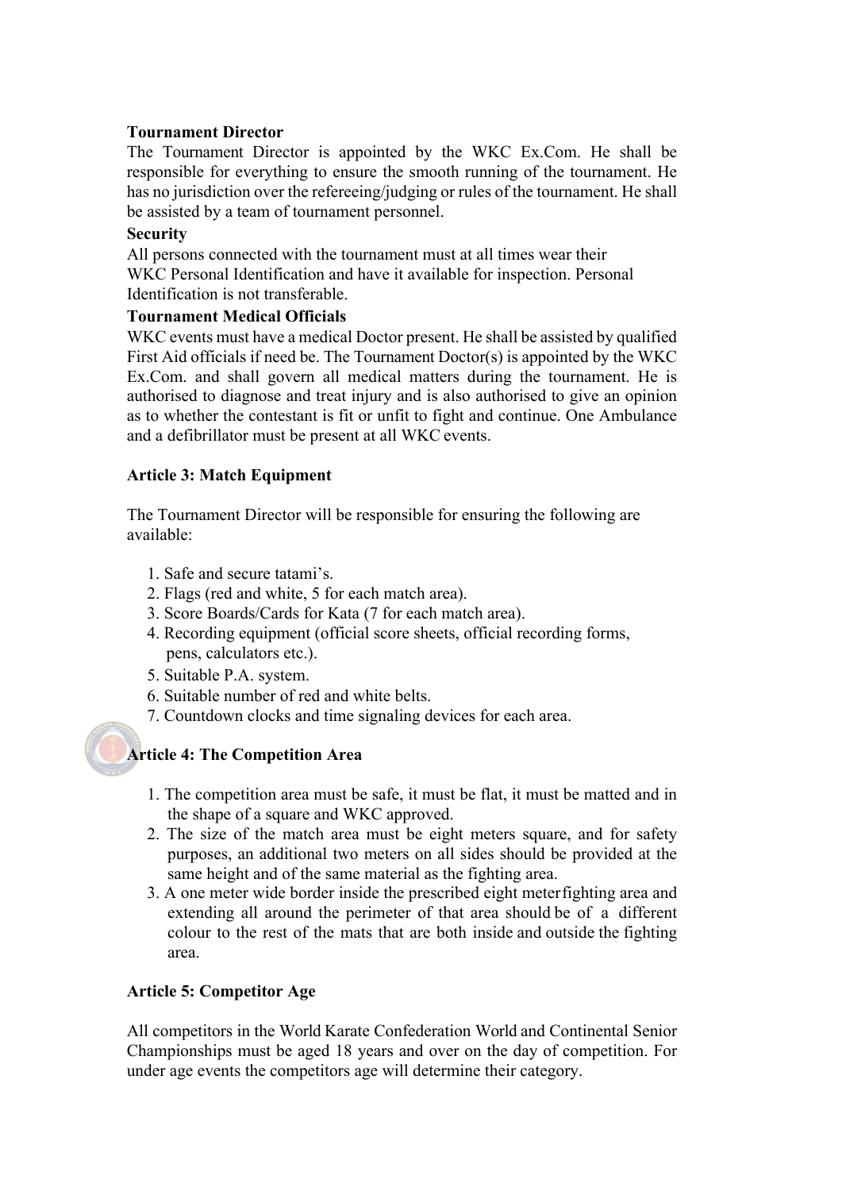**Tournament Director**

The Tournament Director is appointed by the WKC Ex.Com. He shall be responsible for everything to ensure the smooth running of the tournament. He has no jurisdiction over the refereeing/judging or rules of the tournament. He shall be assisted by a team of tournament personnel.

**Security**

All persons connected with the tournament must at all times wear their WKC Personal Identification and have it available for inspection. Personal Identification is not transferable.

**Tournament Medical Officials**

WKC events must have a medical Doctor present. He shall be assisted by qualified First Aid officials if need be. The Tournament Doctor(s) is appointed by the WKC Ex.Com. and shall govern all medical matters during the tournament. He is authorised to diagnose and treat injury and is also authorised to give an opinion as to whether the contestant is fit or unfit to fight and continue. One Ambulance and a defibrillator must be present at all WKC events.

**Article 3: Match Equipment**

The Tournament Director will be responsible for ensuring the following are available:

1. Safe and secure tatami's.
2. Flags (red and white, 5 for each match area).
3. Score Boards/Cards for Kata (7 for each match area).
4. Recording equipment (official score sheets, official recording forms, pens, calculators etc.).
5. Suitable P.A. system.
6. Suitable number of red and white belts.
7. Countdown clocks and time signaling devices for each area.

**Article 4: The Competition Area**

1. The competition area must be safe, it must be flat, it must be matted and in the shape of a square and WKC approved.
2. The size of the match area must be eight meters square, and for safety purposes, an additional two meters on all sides should be provided at the same height and of the same material as the fighting area.
3. A one meter wide border inside the prescribed eight meter fighting area and extending all around the perimeter of that area should be of a different colour to the rest of the mats that are both inside and outside the fighting area.

**Article 5: Competitor Age**

All competitors in the World Karate Confederation World and Continental Senior Championships must be aged 18 years and over on the day of competition. For under age events the competitors age will determine their category.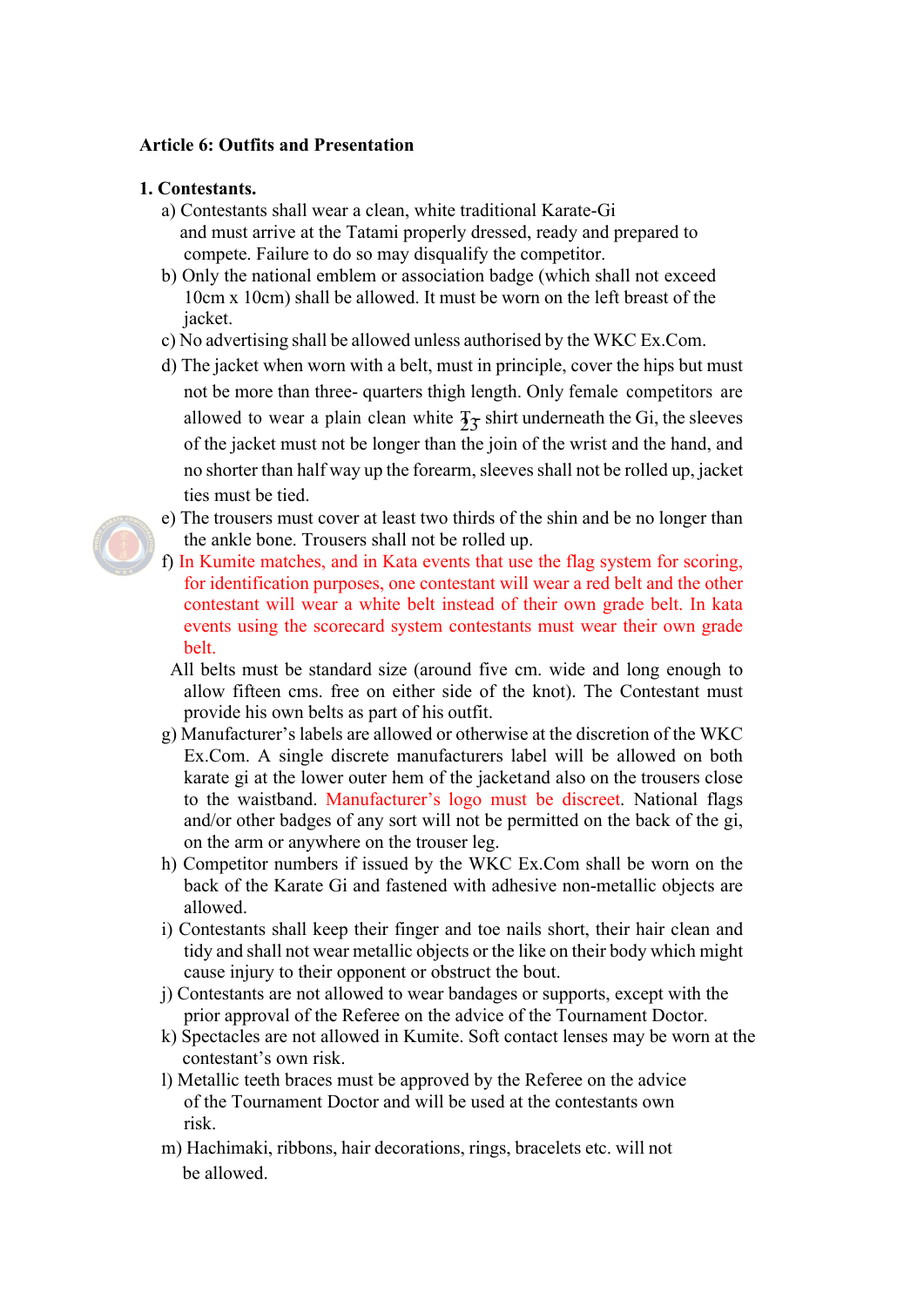**Article 6: Outfits and Presentation**

**1. Contestants.**

a) Contestants shall wear a clean, white traditional Karate-Gi and must arrive at the Tatami properly dressed, ready and prepared to compete. Failure to do so may disqualify the competitor.

b) Only the national emblem or association badge (which shall not exceed 10cm x 10cm) shall be allowed. It must be worn on the left breast of the jacket.

c) No advertising shall be allowed unless authorised by the WKC Ex.Com.

d) The jacket when worn with a belt, must in principle, cover the hips but must not be more than three- quarters thigh length. Only female competitors are allowed to wear a plain clean white T shirt underneath the Gi, the sleeves of the jacket must not be longer than the join of the wrist and the hand, and no shorter than half way up the forearm, sleeves shall not be rolled up, jacket ties must be tied.

e) The trousers must cover at least two thirds of the shin and be no longer than the ankle bone. Trousers shall not be rolled up.

f) In Kumite matches, and in Kata events that use the flag system for scoring, for identification purposes, one contestant will wear a red belt and the other contestant will wear a white belt instead of their own grade belt. In kata events using the scorecard system contestants must wear their own grade belt.

All belts must be standard size (around five cm. wide and long enough to allow fifteen cms. free on either side of the knot). The Contestant must provide his own belts as part of his outfit.

g) Manufacturer's labels are allowed or otherwise at the discretion of the WKC Ex.Com. A single discrete manufacturers label will be allowed on both karate gi at the lower outer hem of the jacketand also on the trousers close to the waistband. Manufacturer's logo must be discreet. National flags and/or other badges of any sort will not be permitted on the back of the gi, on the arm or anywhere on the trouser leg.

h) Competitor numbers if issued by the WKC Ex.Com shall be worn on the back of the Karate Gi and fastened with adhesive non-metallic objects are allowed.

i) Contestants shall keep their finger and toe nails short, their hair clean and tidy and shall not wear metallic objects or the like on their body which might cause injury to their opponent or obstruct the bout.

j) Contestants are not allowed to wear bandages or supports, except with the prior approval of the Referee on the advice of the Tournament Doctor.

k) Spectacles are not allowed in Kumite. Soft contact lenses may be worn at the contestant's own risk.

l) Metallic teeth braces must be approved by the Referee on the advice of the Tournament Doctor and will be used at the contestants own risk.

m) Hachimaki, ribbons, hair decorations, rings, bracelets etc. will not be allowed.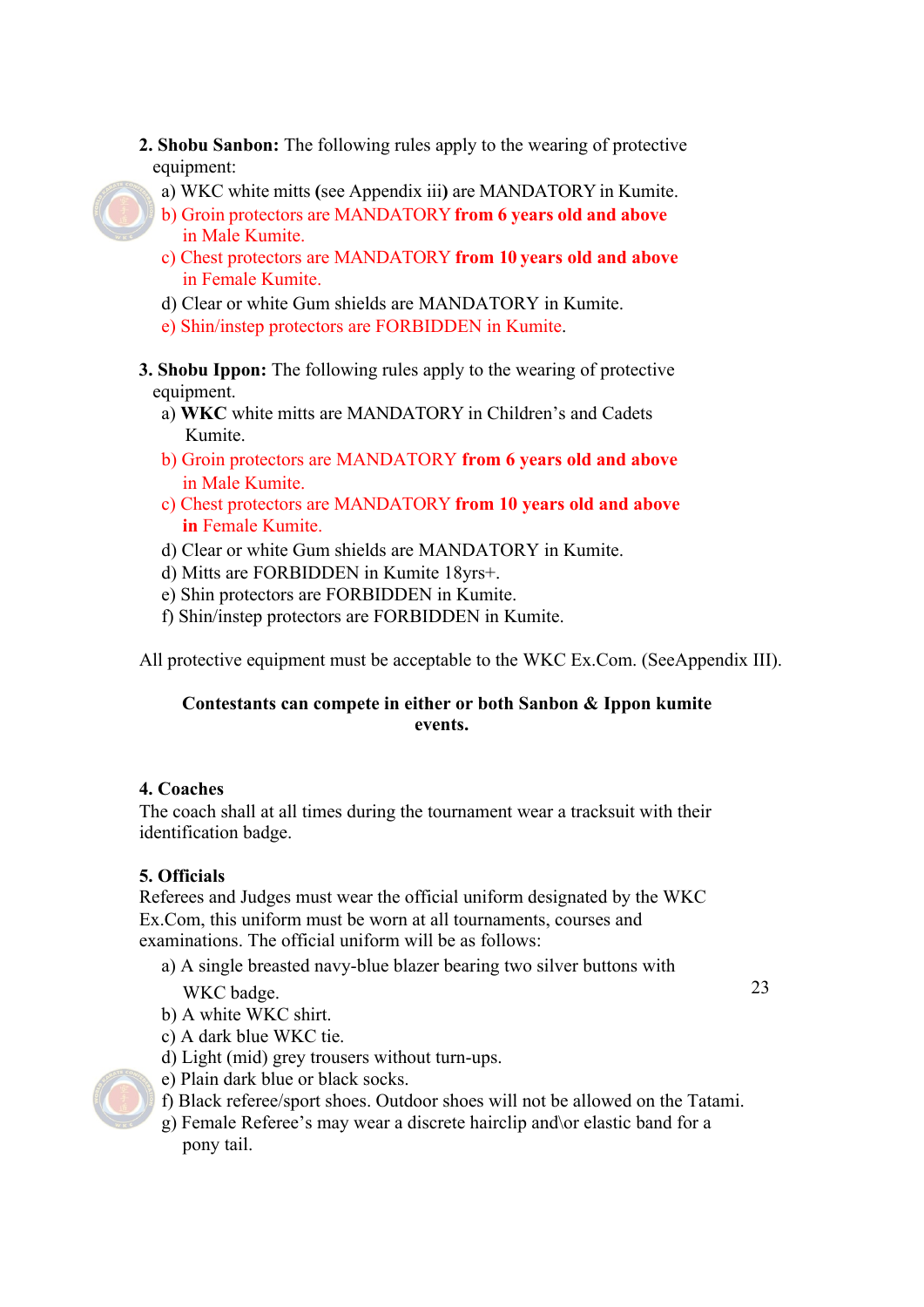**2. Shobu Sanbon:** The following rules apply to the wearing of protective equipment:

a) WKC white mitts (see Appendix iii) are MANDATORY in Kumite.
b) Groin protectors are MANDATORY **from 6 years old and above** in Male Kumite.
c) Chest protectors are MANDATORY **from 10 years old and above** in Female Kumite.
d) Clear or white Gum shields are MANDATORY in Kumite.
e) Shin/instep protectors are FORBIDDEN in Kumite.

**3. Shobu Ippon:** The following rules apply to the wearing of protective equipment.

a) **WKC** white mitts are MANDATORY in Children's and Cadets Kumite.
b) Groin protectors are MANDATORY **from 6 years old and above** in Male Kumite.
c) Chest protectors are MANDATORY **from 10 years old and above in** Female Kumite.
d) Clear or white Gum shields are MANDATORY in Kumite.
d) Mitts are FORBIDDEN in Kumite 18yrs+.
e) Shin protectors are FORBIDDEN in Kumite.
f) Shin/instep protectors are FORBIDDEN in Kumite.

All protective equipment must be acceptable to the WKC Ex.Com. (SeeAppendix III).

**Contestants can compete in either or both Sanbon & Ippon kumite events.**

**4. Coaches**

The coach shall at all times during the tournament wear a tracksuit with their identification badge.

**5. Officials**

Referees and Judges must wear the official uniform designated by the WKC Ex.Com, this uniform must be worn at all tournaments, courses and examinations. The official uniform will be as follows:

a) A single breasted navy-blue blazer bearing two silver buttons with WKC badge.
b) A white WKC shirt.
c) A dark blue WKC tie.
d) Light (mid) grey trousers without turn-ups.
e) Plain dark blue or black socks.
f) Black referee/sport shoes. Outdoor shoes will not be allowed on the Tatami.
g) Female Referee's may wear a discrete hairclip and\or elastic band for a pony tail.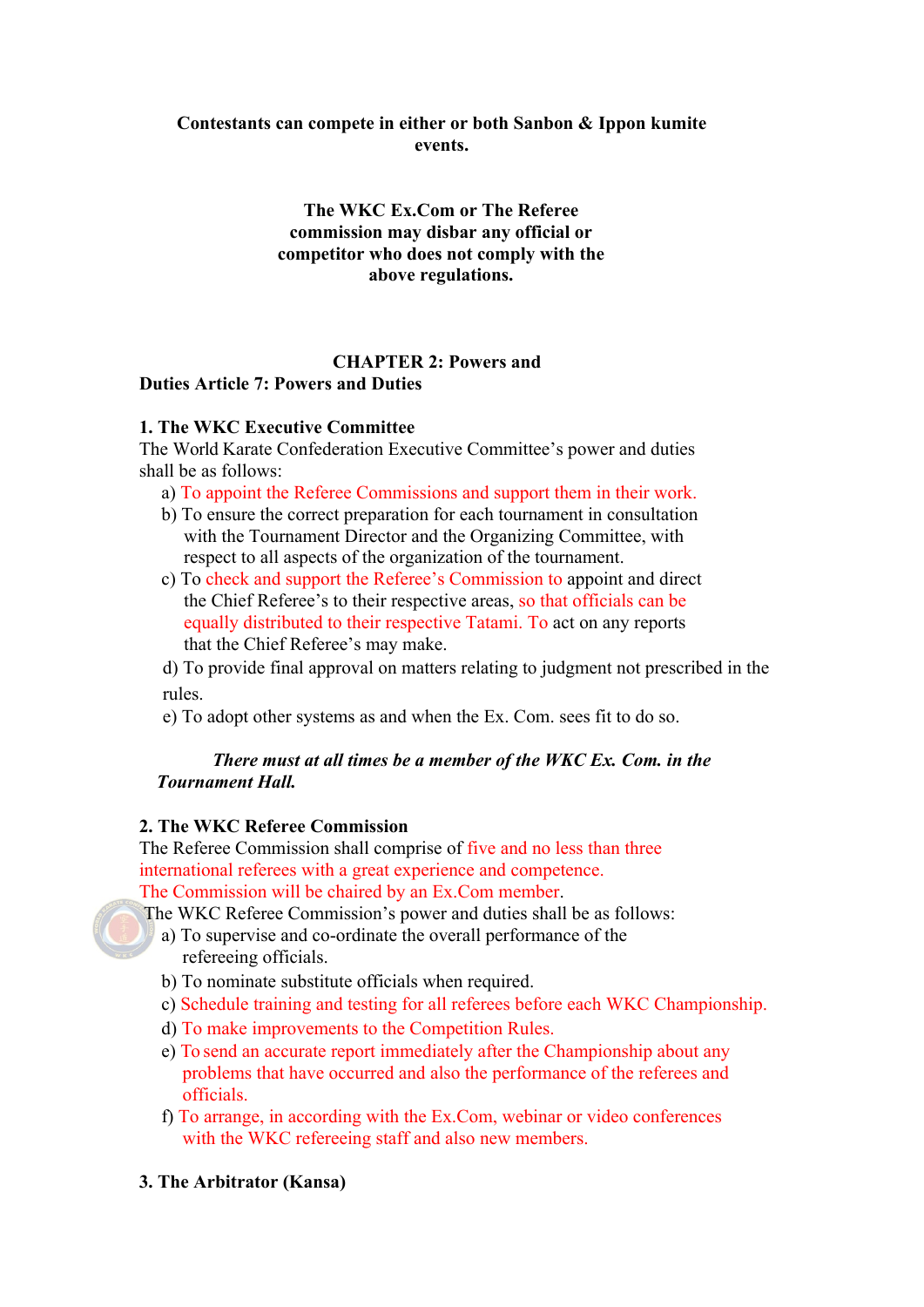**Contestants can compete in either or both Sanbon & Ippon kumite events.**

**The WKC Ex.Com or The Referee commission may disbar any official or competitor who does not comply with the above regulations.**

## CHAPTER 2: Powers and Duties Article 7: Powers and Duties

### 1. The WKC Executive Committee

The World Karate Confederation Executive Committee's power and duties shall be as follows:

a) To appoint the Referee Commissions and support them in their work.

b) To ensure the correct preparation for each tournament in consultation with the Tournament Director and the Organizing Committee, with respect to all aspects of the organization of the tournament.

c) To check and support the Referee's Commission to appoint and direct the Chief Referee's to their respective areas, so that officials can be equally distributed to their respective Tatami. To act on any reports that the Chief Referee's may make.

d) To provide final approval on matters relating to judgment not prescribed in the rules.

e) To adopt other systems as and when the Ex. Com. sees fit to do so.

***There must at all times be a member of the WKC Ex. Com. in the Tournament Hall.***

### 2. The WKC Referee Commission

The Referee Commission shall comprise of five and no less than three international referees with a great experience and competence. The Commission will be chaired by an Ex.Com member.

The WKC Referee Commission's power and duties shall be as follows:

a) To supervise and co-ordinate the overall performance of the refereeing officials.

b) To nominate substitute officials when required.

c) Schedule training and testing for all referees before each WKC Championship.

d) To make improvements to the Competition Rules.

e) To send an accurate report immediately after the Championship about any problems that have occurred and also the performance of the referees and officials.

f) To arrange, in according with the Ex.Com, webinar or video conferences with the WKC refereeing staff and also new members.

### 3. The Arbitrator (Kansa)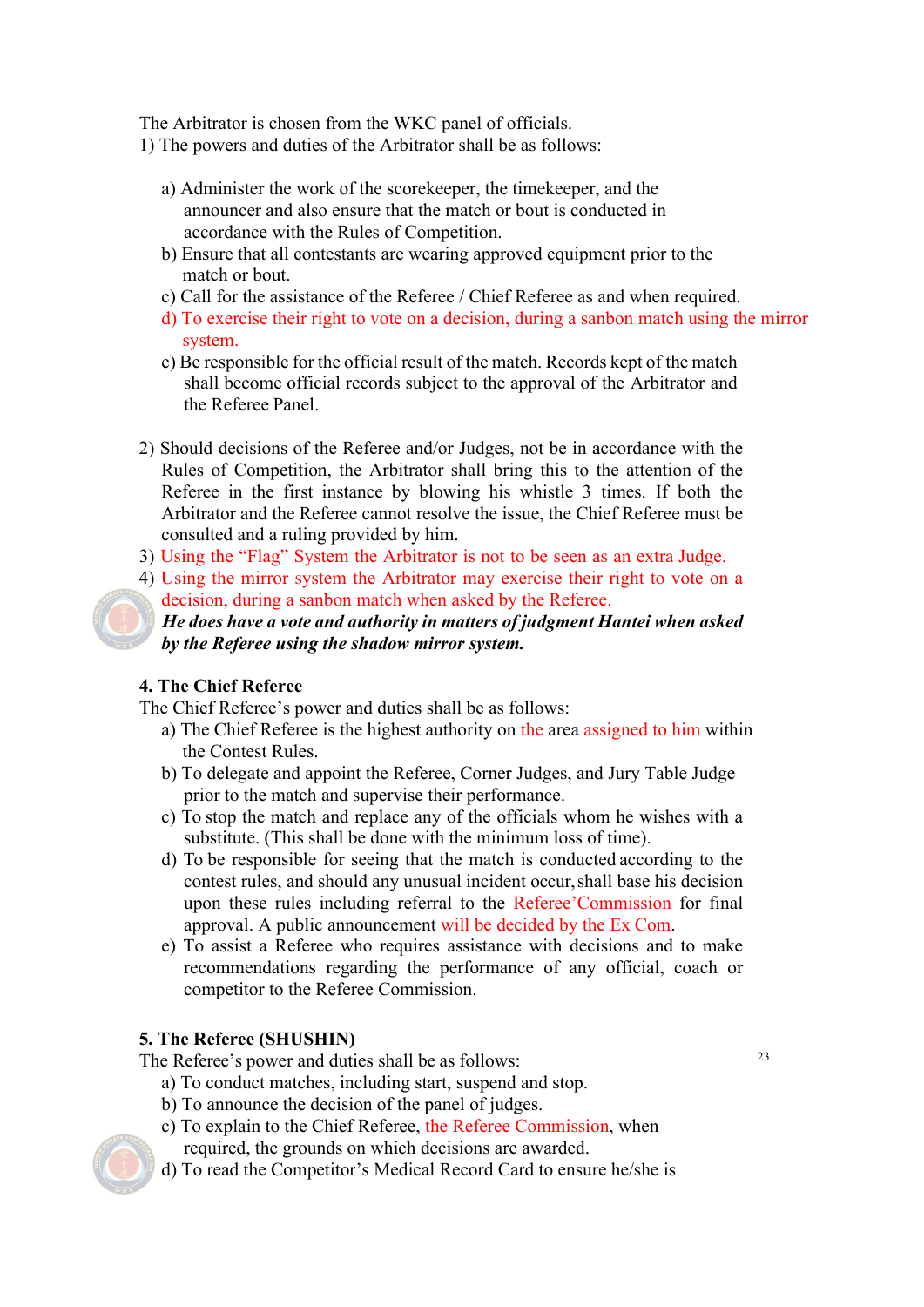The Arbitrator is chosen from the WKC panel of officials.

1) The powers and duties of the Arbitrator shall be as follows:

   a) Administer the work of the scorekeeper, the timekeeper, and the announcer and also ensure that the match or bout is conducted in accordance with the Rules of Competition.
   b) Ensure that all contestants are wearing approved equipment prior to the match or bout.
   c) Call for the assistance of the Referee / Chief Referee as and when required.
   d) To exercise their right to vote on a decision, during a sanbon match using the mirror system.
   e) Be responsible for the official result of the match. Records kept of the match shall become official records subject to the approval of the Arbitrator and the Referee Panel.

2) Should decisions of the Referee and/or Judges, not be in accordance with the Rules of Competition, the Arbitrator shall bring this to the attention of the Referee in the first instance by blowing his whistle 3 times. If both the Arbitrator and the Referee cannot resolve the issue, the Chief Referee must be consulted and a ruling provided by him.
3) Using the "Flag" System the Arbitrator is not to be seen as an extra Judge.
4) Using the mirror system the Arbitrator may exercise their right to vote on a decision, during a sanbon match when asked by the Referee.
   ***He does have a vote and authority in matters of judgment Hantei when asked by the Referee using the shadow mirror system.***

**4. The Chief Referee**

The Chief Referee's power and duties shall be as follows:

a) The Chief Referee is the highest authority on the area assigned to him within the Contest Rules.
b) To delegate and appoint the Referee, Corner Judges, and Jury Table Judge prior to the match and supervise their performance.
c) To stop the match and replace any of the officials whom he wishes with a substitute. (This shall be done with the minimum loss of time).
d) To be responsible for seeing that the match is conducted according to the contest rules, and should any unusual incident occur, shall base his decision upon these rules including referral to the Referee'Commission for final approval. A public announcement will be decided by the Ex Com.
e) To assist a Referee who requires assistance with decisions and to make recommendations regarding the performance of any official, coach or competitor to the Referee Commission.

**5. The Referee (SHUSHIN)**

The Referee's power and duties shall be as follows:

a) To conduct matches, including start, suspend and stop.
b) To announce the decision of the panel of judges.
c) To explain to the Chief Referee, the Referee Commission, when required, the grounds on which decisions are awarded.
d) To read the Competitor's Medical Record Card to ensure he/she is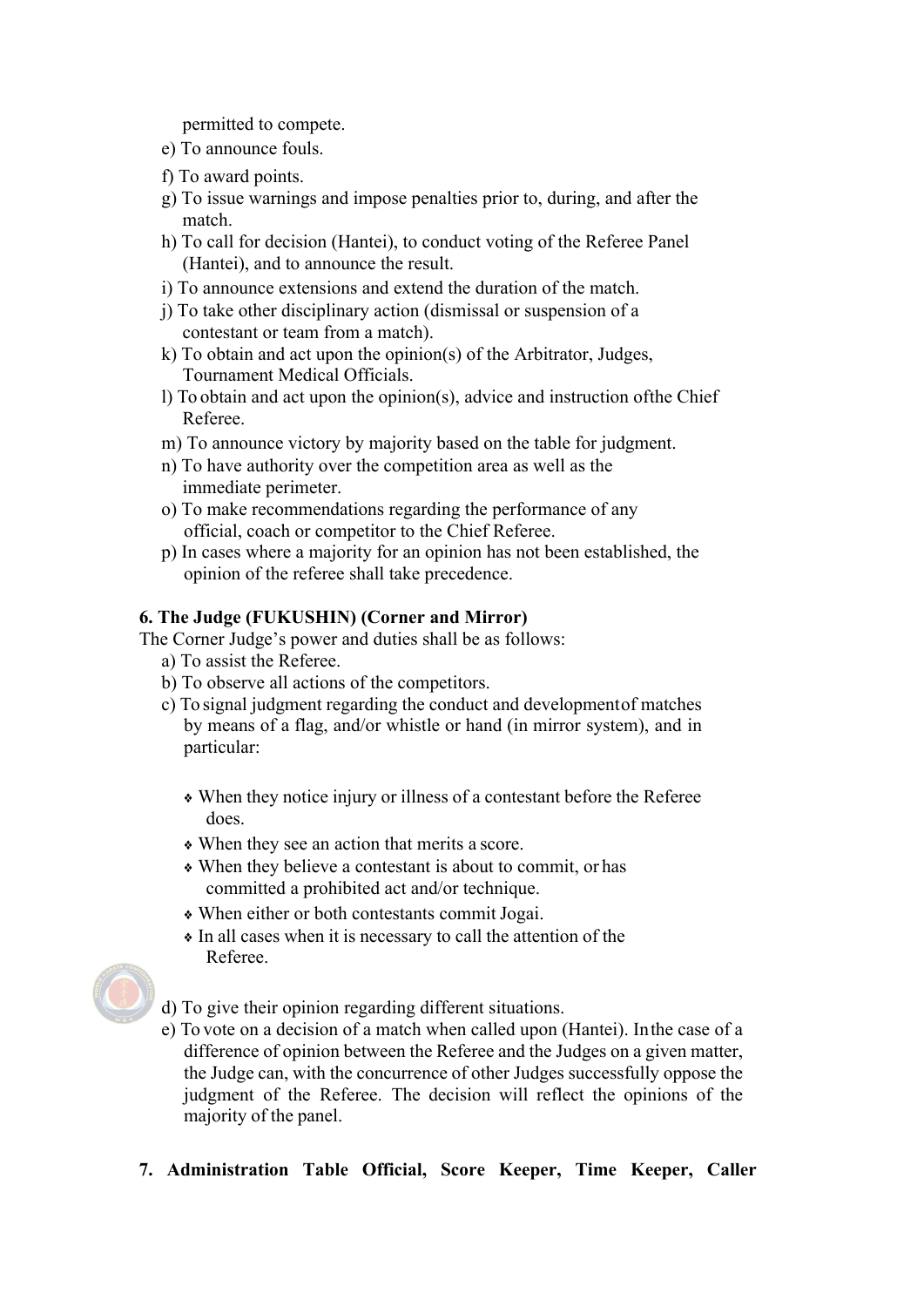permitted to compete.

e) To announce fouls.

f) To award points.

g) To issue warnings and impose penalties prior to, during, and after the match.

h) To call for decision (Hantei), to conduct voting of the Referee Panel (Hantei), and to announce the result.

i) To announce extensions and extend the duration of the match.

j) To take other disciplinary action (dismissal or suspension of a contestant or team from a match).

k) To obtain and act upon the opinion(s) of the Arbitrator, Judges, Tournament Medical Officials.

l) To obtain and act upon the opinion(s), advice and instruction ofthe Chief Referee.

m) To announce victory by majority based on the table for judgment.

n) To have authority over the competition area as well as the immediate perimeter.

o) To make recommendations regarding the performance of any official, coach or competitor to the Chief Referee.

p) In cases where a majority for an opinion has not been established, the opinion of the referee shall take precedence.

**6. The Judge (FUKUSHIN) (Corner and Mirror)**

The Corner Judge's power and duties shall be as follows:

a) To assist the Referee.

b) To observe all actions of the competitors.

c) To signal judgment regarding the conduct and developmentof matches by means of a flag, and/or whistle or hand (in mirror system), and in particular:

- When they notice injury or illness of a contestant before the Referee does.
- When they see an action that merits a score.
- When they believe a contestant is about to commit, or has committed a prohibited act and/or technique.
- When either or both contestants commit Jogai.
- In all cases when it is necessary to call the attention of the Referee.

d) To give their opinion regarding different situations.

e) To vote on a decision of a match when called upon (Hantei). Inthe case of a difference of opinion between the Referee and the Judges on a given matter, the Judge can, with the concurrence of other Judges successfully oppose the judgment of the Referee. The decision will reflect the opinions of the majority of the panel.

**7. Administration Table Official, Score Keeper, Time Keeper, Caller**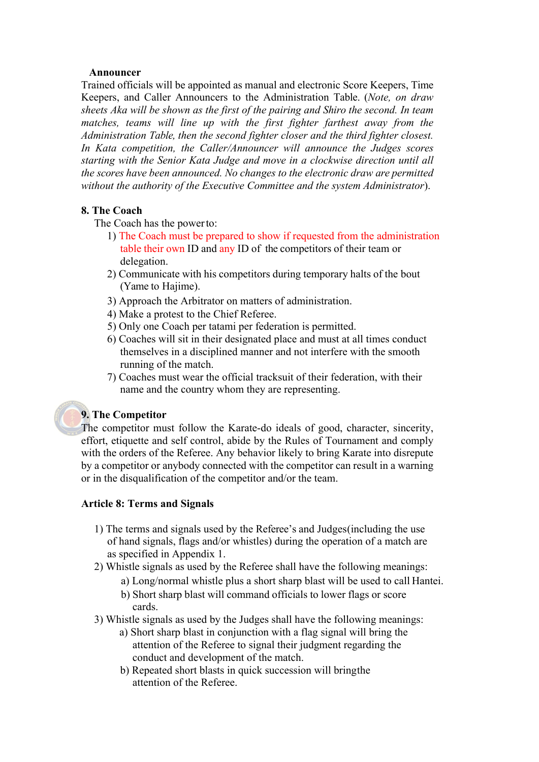**Announcer**

Trained officials will be appointed as manual and electronic Score Keepers, Time Keepers, and Caller Announcers to the Administration Table. (*Note, on draw sheets Aka will be shown as the first of the pairing and Shiro the second. In team matches, teams will line up with the first fighter farthest away from the Administration Table, then the second fighter closer and the third fighter closest. In Kata competition, the Caller/Announcer will announce the Judges scores starting with the Senior Kata Judge and move in a clockwise direction until all the scores have been announced. No changes to the electronic draw are permitted without the authority of the Executive Committee and the system Administrator*).

**8. The Coach**

The Coach has the power to:

1) The Coach must be prepared to show if requested from the administration table their own ID and any ID of the competitors of their team or delegation.
2) Communicate with his competitors during temporary halts of the bout (Yame to Hajime).
3) Approach the Arbitrator on matters of administration.
4) Make a protest to the Chief Referee.
5) Only one Coach per tatami per federation is permitted.
6) Coaches will sit in their designated place and must at all times conduct themselves in a disciplined manner and not interfere with the smooth running of the match.
7) Coaches must wear the official tracksuit of their federation, with their name and the country whom they are representing.

**9. The Competitor**

The competitor must follow the Karate-do ideals of good, character, sincerity, effort, etiquette and self control, abide by the Rules of Tournament and comply with the orders of the Referee. Any behavior likely to bring Karate into disrepute by a competitor or anybody connected with the competitor can result in a warning or in the disqualification of the competitor and/or the team.

**Article 8: Terms and Signals**

1) The terms and signals used by the Referee's and Judges(including the use of hand signals, flags and/or whistles) during the operation of a match are as specified in Appendix 1.
2) Whistle signals as used by the Referee shall have the following meanings:
   a) Long/normal whistle plus a short sharp blast will be used to call Hantei.
   b) Short sharp blast will command officials to lower flags or score cards.
3) Whistle signals as used by the Judges shall have the following meanings:
   a) Short sharp blast in conjunction with a flag signal will bring the attention of the Referee to signal their judgment regarding the conduct and development of the match.
   b) Repeated short blasts in quick succession will bringthe attention of the Referee.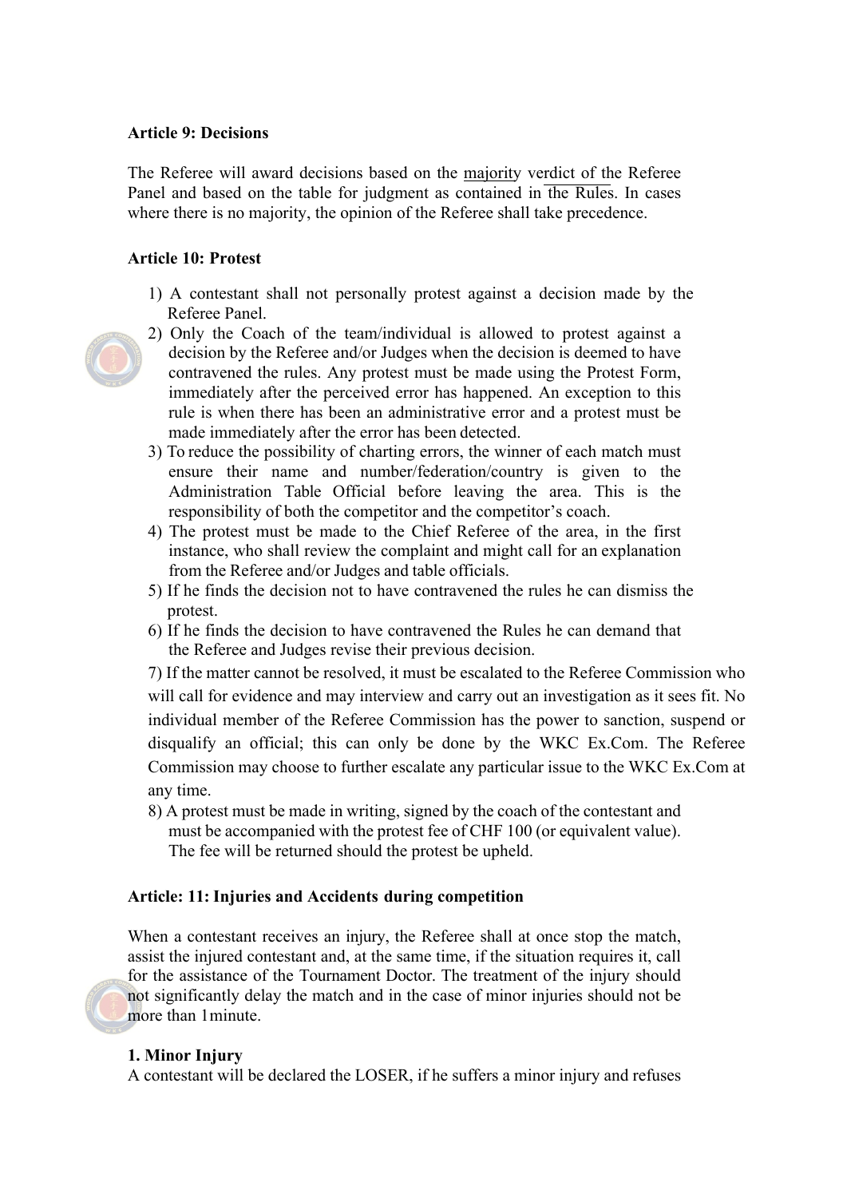**Article 9: Decisions**

The Referee will award decisions based on the majority verdict of the Referee Panel and based on the table for judgment as contained in the Rules. In cases where there is no majority, the opinion of the Referee shall take precedence.

**Article 10: Protest**

1) A contestant shall not personally protest against a decision made by the Referee Panel.
2) Only the Coach of the team/individual is allowed to protest against a decision by the Referee and/or Judges when the decision is deemed to have contravened the rules. Any protest must be made using the Protest Form, immediately after the perceived error has happened. An exception to this rule is when there has been an administrative error and a protest must be made immediately after the error has been detected.
3) To reduce the possibility of charting errors, the winner of each match must ensure their name and number/federation/country is given to the Administration Table Official before leaving the area. This is the responsibility of both the competitor and the competitor's coach.
4) The protest must be made to the Chief Referee of the area, in the first instance, who shall review the complaint and might call for an explanation from the Referee and/or Judges and table officials.
5) If he finds the decision not to have contravened the rules he can dismiss the protest.
6) If he finds the decision to have contravened the Rules he can demand that the Referee and Judges revise their previous decision.
7) If the matter cannot be resolved, it must be escalated to the Referee Commission who will call for evidence and may interview and carry out an investigation as it sees fit. No individual member of the Referee Commission has the power to sanction, suspend or disqualify an official; this can only be done by the WKC Ex.Com. The Referee Commission may choose to further escalate any particular issue to the WKC Ex.Com at any time.
8) A protest must be made in writing, signed by the coach of the contestant and must be accompanied with the protest fee of CHF 100 (or equivalent value). The fee will be returned should the protest be upheld.

**Article: 11: Injuries and Accidents during competition**

When a contestant receives an injury, the Referee shall at once stop the match, assist the injured contestant and, at the same time, if the situation requires it, call for the assistance of the Tournament Doctor. The treatment of the injury should not significantly delay the match and in the case of minor injuries should not be more than 1 minute.

**1. Minor Injury**

A contestant will be declared the LOSER, if he suffers a minor injury and refuses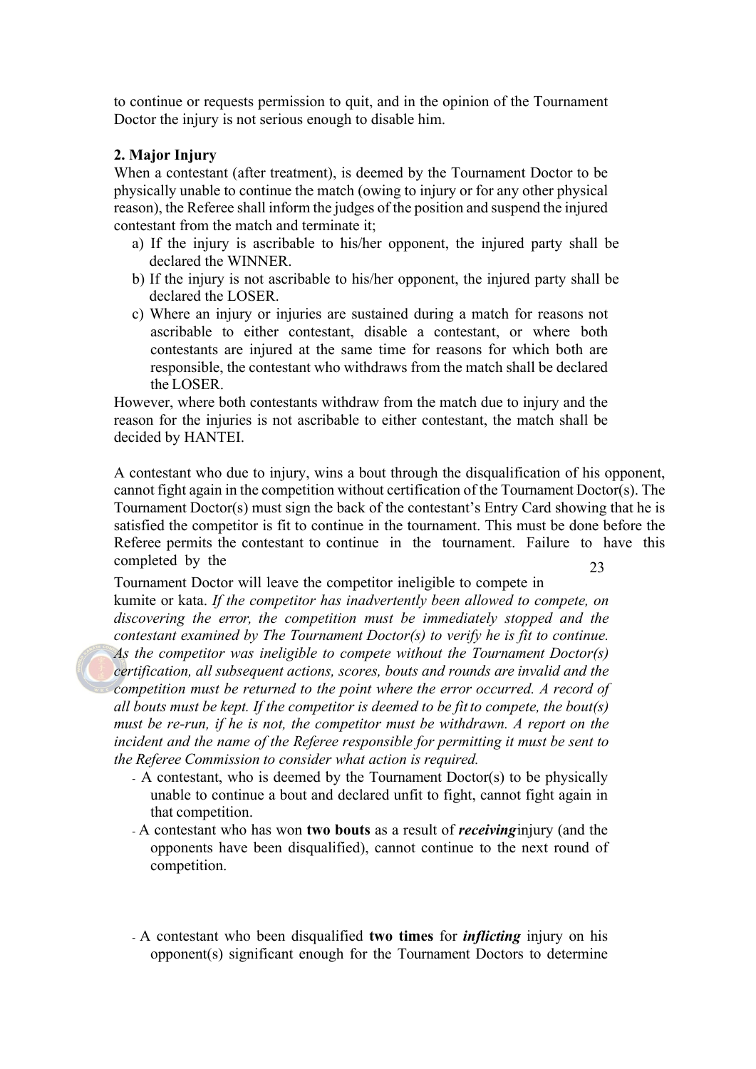to continue or requests permission to quit, and in the opinion of the Tournament Doctor the injury is not serious enough to disable him.

**2. Major Injury**

When a contestant (after treatment), is deemed by the Tournament Doctor to be physically unable to continue the match (owing to injury or for any other physical reason), the Referee shall inform the judges of the position and suspend the injured contestant from the match and terminate it;

a) If the injury is ascribable to his/her opponent, the injured party shall be declared the WINNER.
b) If the injury is not ascribable to his/her opponent, the injured party shall be declared the LOSER.
c) Where an injury or injuries are sustained during a match for reasons not ascribable to either contestant, disable a contestant, or where both contestants are injured at the same time for reasons for which both are responsible, the contestant who withdraws from the match shall be declared the LOSER.

However, where both contestants withdraw from the match due to injury and the reason for the injuries is not ascribable to either contestant, the match shall be decided by HANTEI.

A contestant who due to injury, wins a bout through the disqualification of his opponent, cannot fight again in the competition without certification of the Tournament Doctor(s). The Tournament Doctor(s) must sign the back of the contestant's Entry Card showing that he is satisfied the competitor is fit to continue in the tournament. This must be done before the Referee permits the contestant to continue in the tournament. Failure to have this completed by the Tournament Doctor will leave the competitor ineligible to compete in kumite or kata. *If the competitor has inadvertently been allowed to compete, on discovering the error, the competition must be immediately stopped and the contestant examined by The Tournament Doctor(s) to verify he is fit to continue. As the competitor was ineligible to compete without the Tournament Doctor(s) certification, all subsequent actions, scores, bouts and rounds are invalid and the competition must be returned to the point where the error occurred. A record of all bouts must be kept. If the competitor is deemed to be fit to compete, the bout(s) must be re-run, if he is not, the competitor must be withdrawn. A report on the incident and the name of the Referee responsible for permitting it must be sent to the Referee Commission to consider what action is required.*

- A contestant, who is deemed by the Tournament Doctor(s) to be physically unable to continue a bout and declared unfit to fight, cannot fight again in that competition.
- A contestant who has won **two bouts** as a result of ***receiving*** injury (and the opponents have been disqualified), cannot continue to the next round of competition.
- A contestant who been disqualified **two times** for ***inflicting*** injury on his opponent(s) significant enough for the Tournament Doctors to determine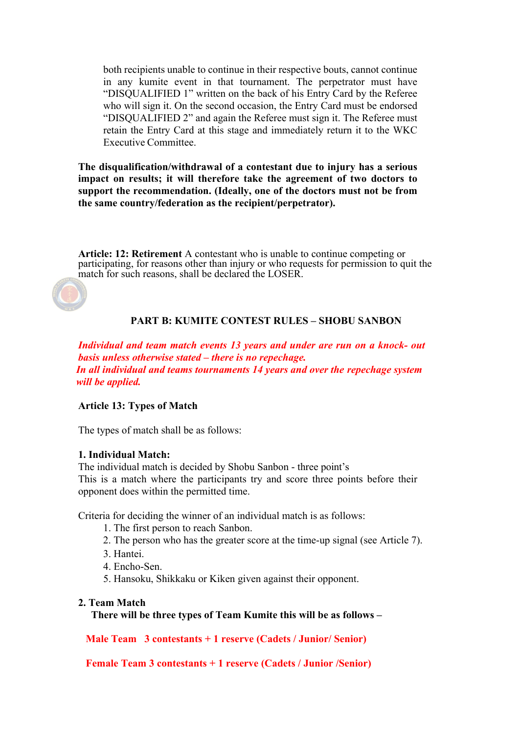both recipients unable to continue in their respective bouts, cannot continue in any kumite event in that tournament. The perpetrator must have "DISQUALIFIED 1" written on the back of his Entry Card by the Referee who will sign it. On the second occasion, the Entry Card must be endorsed "DISQUALIFIED 2" and again the Referee must sign it. The Referee must retain the Entry Card at this stage and immediately return it to the WKC Executive Committee.

**The disqualification/withdrawal of a contestant due to injury has a serious impact on results; it will therefore take the agreement of two doctors to support the recommendation. (Ideally, one of the doctors must not be from the same country/federation as the recipient/perpetrator).**

**Article: 12: Retirement** A contestant who is unable to continue competing or participating, for reasons other than injury or who requests for permission to quit the match for such reasons, shall be declared the LOSER.

## PART B: KUMITE CONTEST RULES – SHOBU SANBON

***Individual and team match events 13 years and under are run on a knock- out basis unless otherwise stated – there is no repechage.***
***In all individual and teams tournaments 14 years and over the repechage system will be applied.***

### Article 13: Types of Match

The types of match shall be as follows:

**1. Individual Match:**
The individual match is decided by Shobu Sanbon - three point's
This is a match where the participants try and score three points before their opponent does within the permitted time.

Criteria for deciding the winner of an individual match is as follows:

1. The first person to reach Sanbon.
2. The person who has the greater score at the time-up signal (see Article 7).
3. Hantei.
4. Encho-Sen.
5. Hansoku, Shikkaku or Kiken given against their opponent.

**2. Team Match**
**There will be three types of Team Kumite this will be as follows –**

**Male Team 3 contestants + 1 reserve (Cadets / Junior/ Senior)**

**Female Team 3 contestants + 1 reserve (Cadets / Junior /Senior)**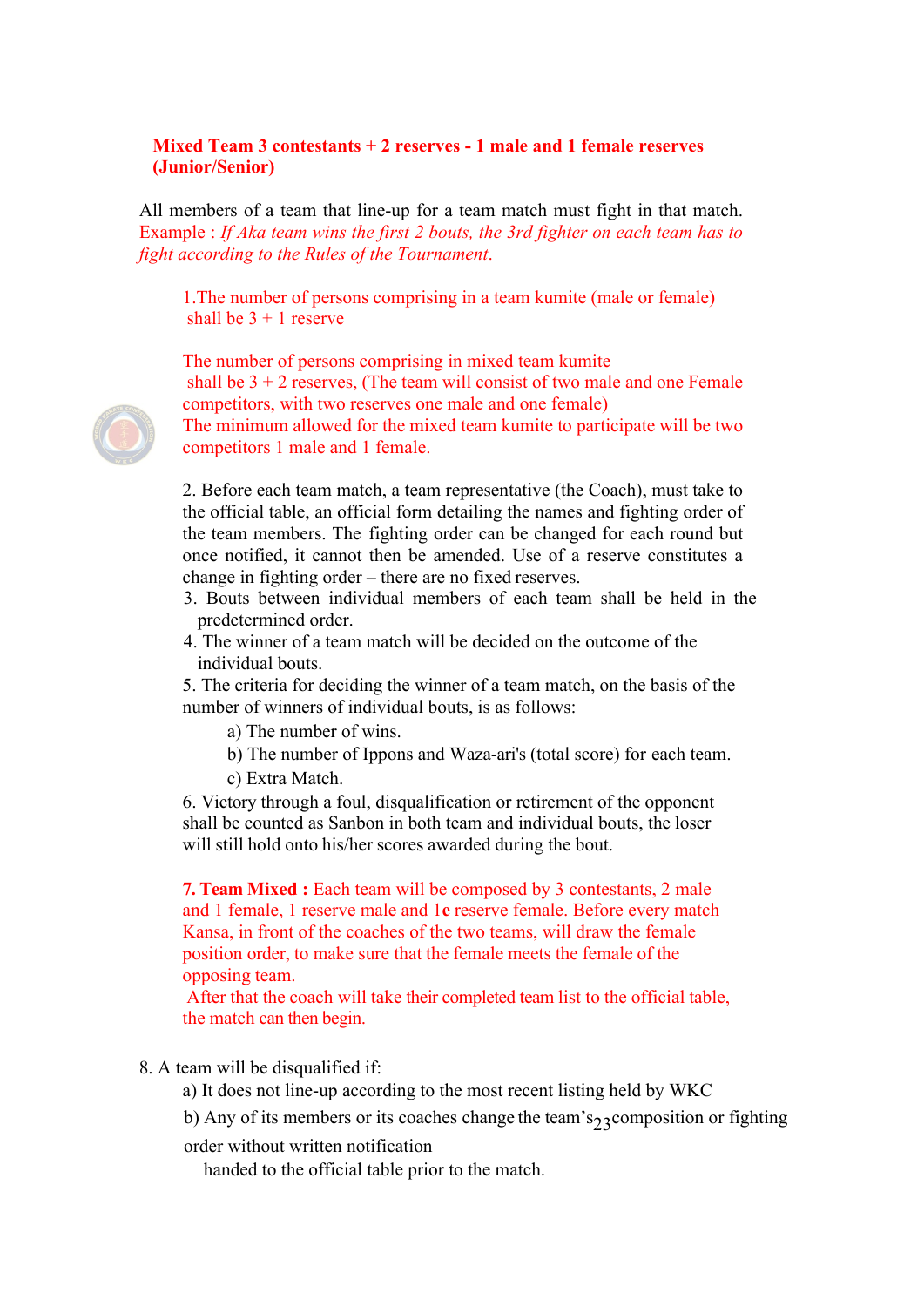**Mixed Team 3 contestants + 2 reserves - 1 male and 1 female reserves (Junior/Senior)**

All members of a team that line-up for a team match must fight in that match. Example : *If Aka team wins the first 2 bouts, the 3rd fighter on each team has to fight according to the Rules of the Tournament.*

1.The number of persons comprising in a team kumite (male or female) shall be 3 + 1 reserve

The number of persons comprising in mixed team kumite shall be 3 + 2 reserves, (The team will consist of two male and one Female competitors, with two reserves one male and one female)
The minimum allowed for the mixed team kumite to participate will be two competitors 1 male and 1 female.

2. Before each team match, a team representative (the Coach), must take to the official table, an official form detailing the names and fighting order of the team members. The fighting order can be changed for each round but once notified, it cannot then be amended. Use of a reserve constitutes a change in fighting order – there are no fixed reserves.

3. Bouts between individual members of each team shall be held in the predetermined order.

4. The winner of a team match will be decided on the outcome of the individual bouts.

5. The criteria for deciding the winner of a team match, on the basis of the number of winners of individual bouts, is as follows:
   - a) The number of wins.
   - b) The number of Ippons and Waza-ari's (total score) for each team.
   - c) Extra Match.

6. Victory through a foul, disqualification or retirement of the opponent shall be counted as Sanbon in both team and individual bouts, the loser will still hold onto his/her scores awarded during the bout.

**7. Team Mixed :** Each team will be composed by 3 contestants, 2 male and 1 female, 1 reserve male and 1e reserve female. Before every match Kansa, in front of the coaches of the two teams, will draw the female position order, to make sure that the female meets the female of the opposing team.
After that the coach will take their completed team list to the official table, the match can then begin.

8. A team will be disqualified if:
   - a) It does not line-up according to the most recent listing held by WKC
   - b) Any of its members or its coaches change the team's composition or fighting order without written notification handed to the official table prior to the match.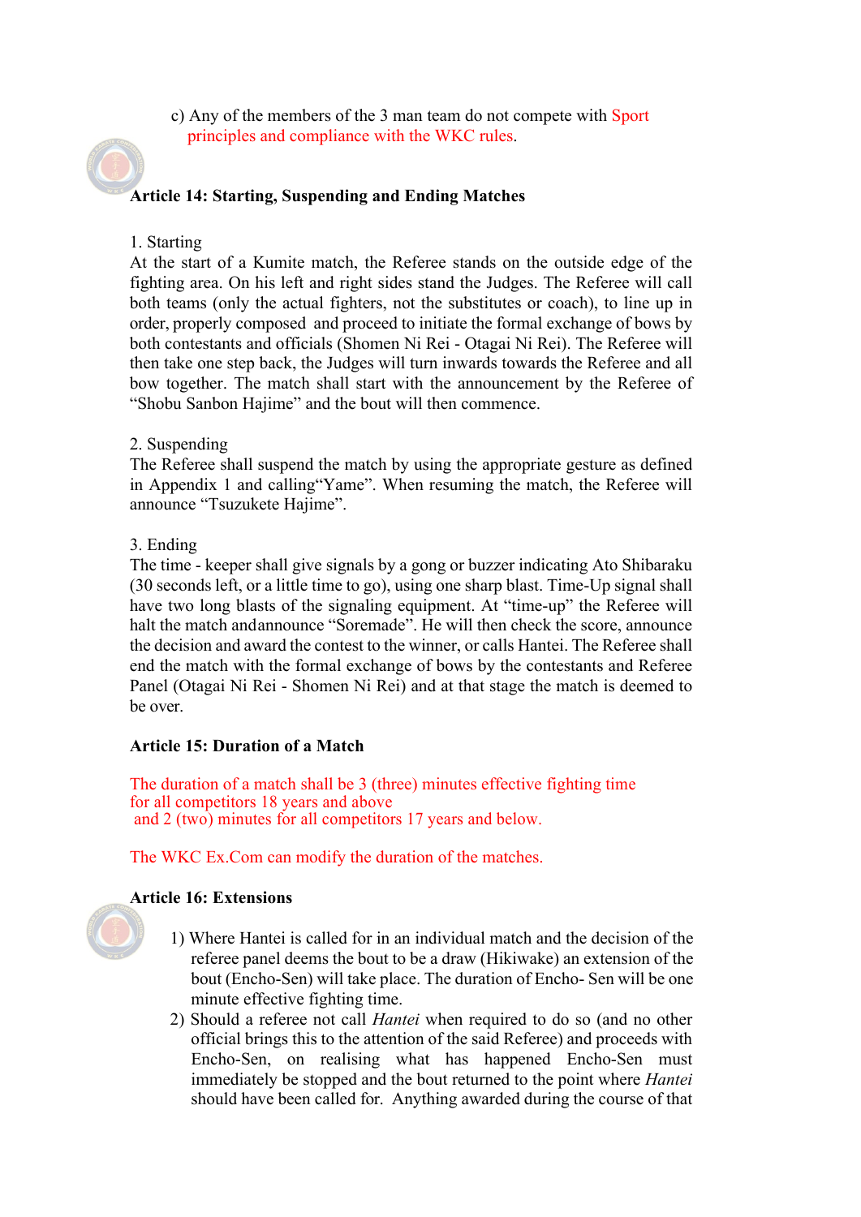c) Any of the members of the 3 man team do not compete with Sport principles and compliance with the WKC rules.

**Article 14: Starting, Suspending and Ending Matches**

1. Starting

At the start of a Kumite match, the Referee stands on the outside edge of the fighting area. On his left and right sides stand the Judges. The Referee will call both teams (only the actual fighters, not the substitutes or coach), to line up in order, properly composed and proceed to initiate the formal exchange of bows by both contestants and officials (Shomen Ni Rei - Otagai Ni Rei). The Referee will then take one step back, the Judges will turn inwards towards the Referee and all bow together. The match shall start with the announcement by the Referee of "Shobu Sanbon Hajime" and the bout will then commence.

2. Suspending

The Referee shall suspend the match by using the appropriate gesture as defined in Appendix 1 and calling"Yame". When resuming the match, the Referee will announce "Tsuzukete Hajime".

3. Ending

The time - keeper shall give signals by a gong or buzzer indicating Ato Shibaraku (30 seconds left, or a little time to go), using one sharp blast. Time-Up signal shall have two long blasts of the signaling equipment. At "time-up" the Referee will halt the match andannounce "Soremade". He will then check the score, announce the decision and award the contest to the winner, or calls Hantei. The Referee shall end the match with the formal exchange of bows by the contestants and Referee Panel (Otagai Ni Rei - Shomen Ni Rei) and at that stage the match is deemed to be over.

**Article 15: Duration of a Match**

The duration of a match shall be 3 (three) minutes effective fighting time for all competitors 18 years and above and 2 (two) minutes for all competitors 17 years and below.

The WKC Ex.Com can modify the duration of the matches.

**Article 16: Extensions**

1) Where Hantei is called for in an individual match and the decision of the referee panel deems the bout to be a draw (Hikiwake) an extension of the bout (Encho-Sen) will take place. The duration of Encho- Sen will be one minute effective fighting time.
2) Should a referee not call *Hantei* when required to do so (and no other official brings this to the attention of the said Referee) and proceeds with Encho-Sen, on realising what has happened Encho-Sen must immediately be stopped and the bout returned to the point where *Hantei* should have been called for. Anything awarded during the course of that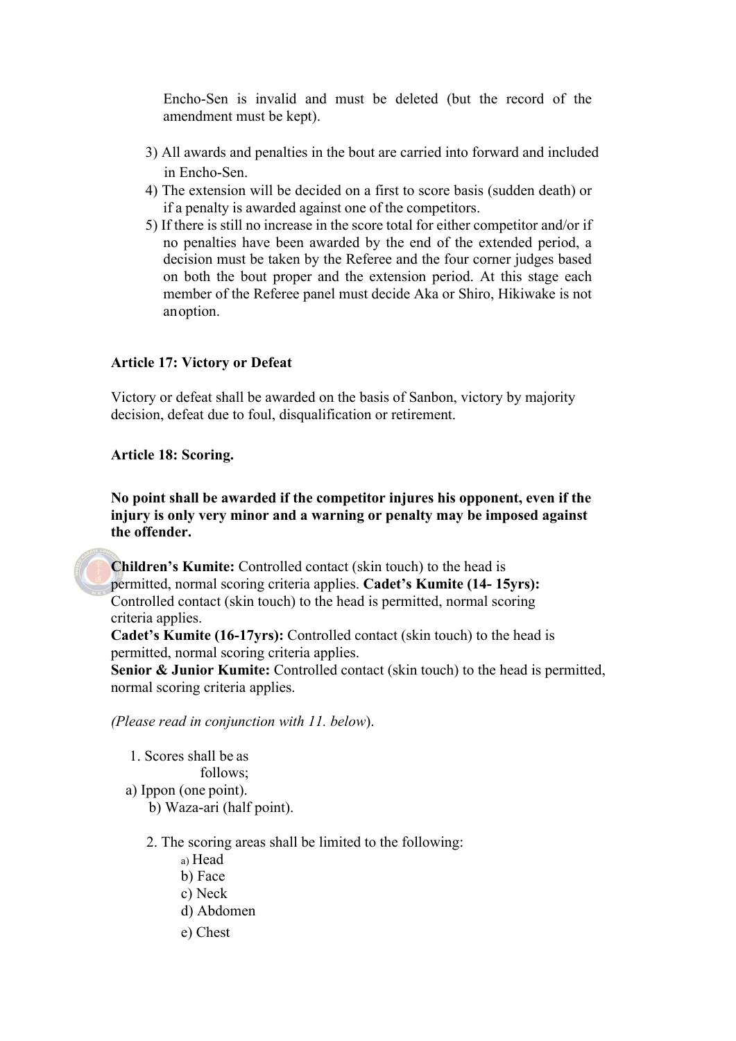Encho-Sen is invalid and must be deleted (but the record of the amendment must be kept).

3) All awards and penalties in the bout are carried into forward and included in Encho-Sen.
4) The extension will be decided on a first to score basis (sudden death) or if a penalty is awarded against one of the competitors.
5) If there is still no increase in the score total for either competitor and/or if no penalties have been awarded by the end of the extended period, a decision must be taken by the Referee and the four corner judges based on both the bout proper and the extension period. At this stage each member of the Referee panel must decide Aka or Shiro, Hikiwake is not an option.

**Article 17: Victory or Defeat**

Victory or defeat shall be awarded on the basis of Sanbon, victory by majority decision, defeat due to foul, disqualification or retirement.

**Article 18: Scoring.**

**No point shall be awarded if the competitor injures his opponent, even if the injury is only very minor and a warning or penalty may be imposed against the offender.**

**Children's Kumite:** Controlled contact (skin touch) to the head is permitted, normal scoring criteria applies. **Cadet's Kumite (14- 15yrs):** Controlled contact (skin touch) to the head is permitted, normal scoring criteria applies.
**Cadet's Kumite (16-17yrs):** Controlled contact (skin touch) to the head is permitted, normal scoring criteria applies.
**Senior & Junior Kumite:** Controlled contact (skin touch) to the head is permitted, normal scoring criteria applies.

*(Please read in conjunction with 11. below*).

1. Scores shall be as follows;
   a) Ippon (one point).
   b) Waza-ari (half point).

2. The scoring areas shall be limited to the following:
   a) Head
   b) Face
   c) Neck
   d) Abdomen
   e) Chest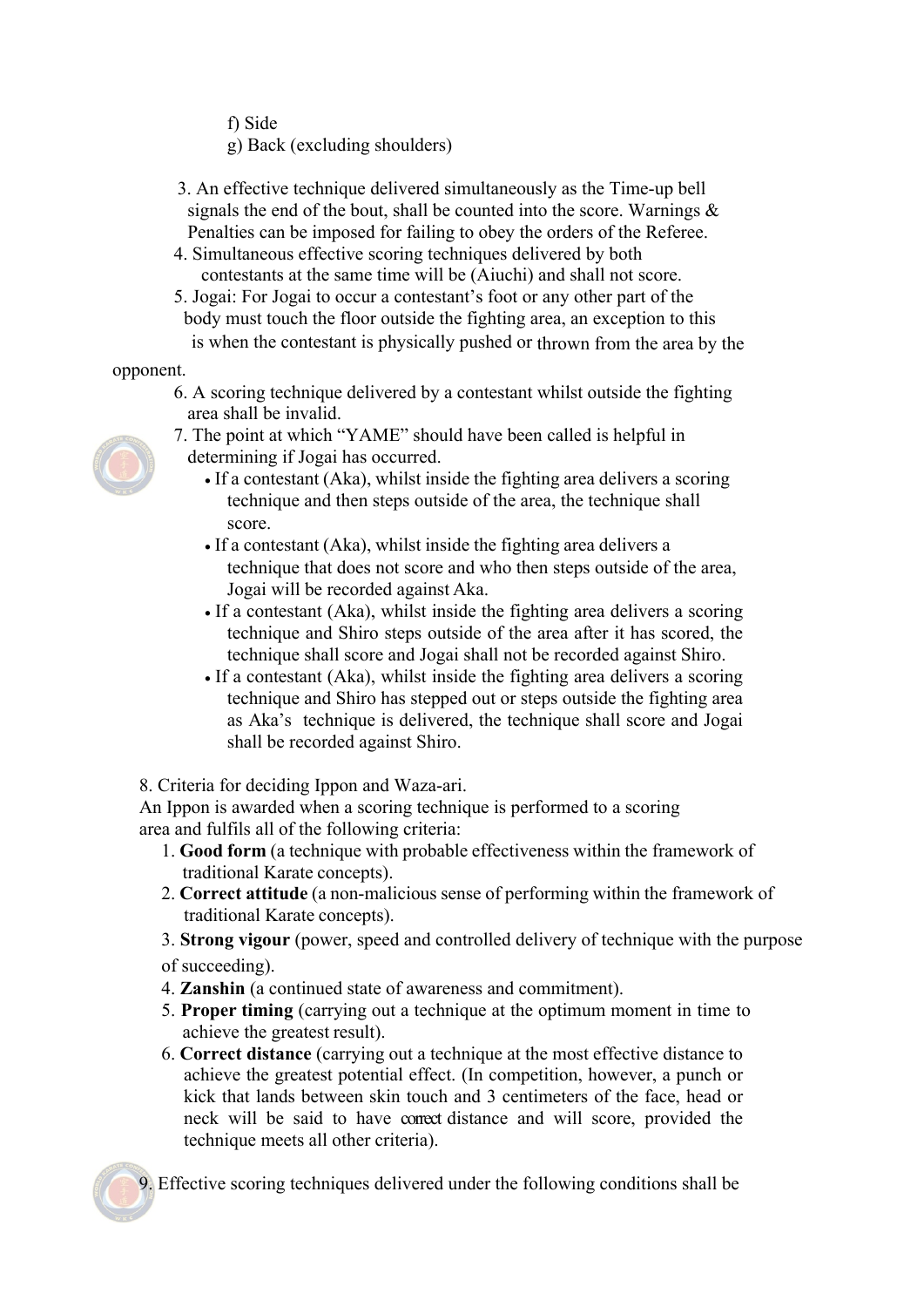f) Side
g) Back (excluding shoulders)

3. An effective technique delivered simultaneously as the Time-up bell signals the end of the bout, shall be counted into the score. Warnings & Penalties can be imposed for failing to obey the orders of the Referee.
4. Simultaneous effective scoring techniques delivered by both contestants at the same time will be (Aiuchi) and shall not score.
5. Jogai: For Jogai to occur a contestant's foot or any other part of the body must touch the floor outside the fighting area, an exception to this is when the contestant is physically pushed or thrown from the area by the opponent.
6. A scoring technique delivered by a contestant whilst outside the fighting area shall be invalid.
7. The point at which "YAME" should have been called is helpful in determining if Jogai has occurred.
   - If a contestant (Aka), whilst inside the fighting area delivers a scoring technique and then steps outside of the area, the technique shall score.
   - If a contestant (Aka), whilst inside the fighting area delivers a technique that does not score and who then steps outside of the area, Jogai will be recorded against Aka.
   - If a contestant (Aka), whilst inside the fighting area delivers a scoring technique and Shiro steps outside of the area after it has scored, the technique shall score and Jogai shall not be recorded against Shiro.
   - If a contestant (Aka), whilst inside the fighting area delivers a scoring technique and Shiro has stepped out or steps outside the fighting area as Aka's technique is delivered, the technique shall score and Jogai shall be recorded against Shiro.

8. Criteria for deciding Ippon and Waza-ari.
An Ippon is awarded when a scoring technique is performed to a scoring area and fulfils all of the following criteria:
   1. **Good form** (a technique with probable effectiveness within the framework of traditional Karate concepts).
   2. **Correct attitude** (a non-malicious sense of performing within the framework of traditional Karate concepts).
   3. **Strong vigour** (power, speed and controlled delivery of technique with the purpose of succeeding).
   4. **Zanshin** (a continued state of awareness and commitment).
   5. **Proper timing** (carrying out a technique at the optimum moment in time to achieve the greatest result).
   6. **Correct distance** (carrying out a technique at the most effective distance to achieve the greatest potential effect. (In competition, however, a punch or kick that lands between skin touch and 3 centimeters of the face, head or neck will be said to have correct distance and will score, provided the technique meets all other criteria).

9. Effective scoring techniques delivered under the following conditions shall be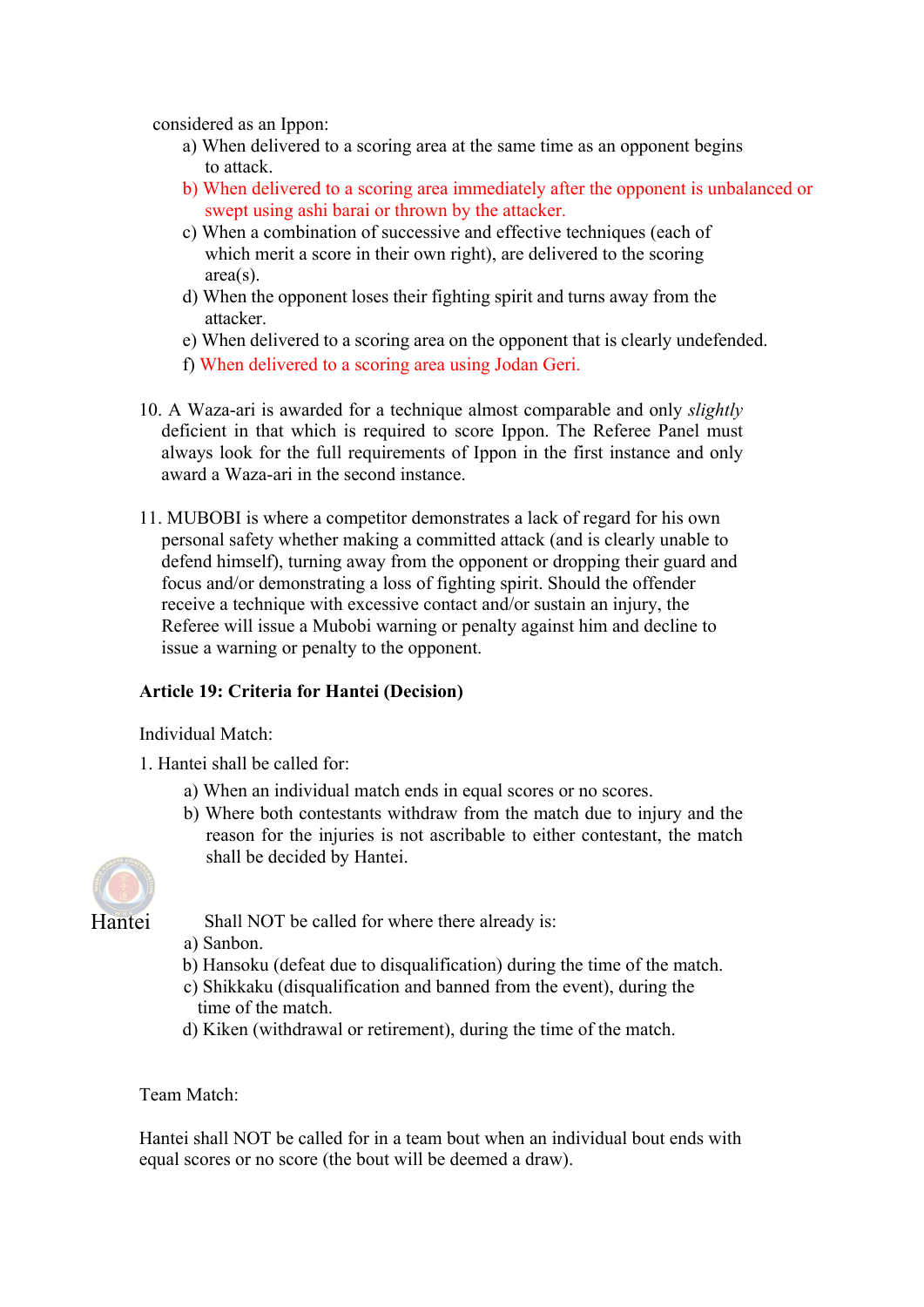considered as an Ippon:

a) When delivered to a scoring area at the same time as an opponent begins to attack.
b) When delivered to a scoring area immediately after the opponent is unbalanced or swept using ashi barai or thrown by the attacker.
c) When a combination of successive and effective techniques (each of which merit a score in their own right), are delivered to the scoring area(s).
d) When the opponent loses their fighting spirit and turns away from the attacker.
e) When delivered to a scoring area on the opponent that is clearly undefended.
f) When delivered to a scoring area using Jodan Geri.

10. A Waza-ari is awarded for a technique almost comparable and only *slightly* deficient in that which is required to score Ippon. The Referee Panel must always look for the full requirements of Ippon in the first instance and only award a Waza-ari in the second instance.

11. MUBOBI is where a competitor demonstrates a lack of regard for his own personal safety whether making a committed attack (and is clearly unable to defend himself), turning away from the opponent or dropping their guard and focus and/or demonstrating a loss of fighting spirit. Should the offender receive a technique with excessive contact and/or sustain an injury, the Referee will issue a Mubobi warning or penalty against him and decline to issue a warning or penalty to the opponent.

**Article 19: Criteria for Hantei (Decision)**

Individual Match:

1. Hantei shall be called for:

a) When an individual match ends in equal scores or no scores.
b) Where both contestants withdraw from the match due to injury and the reason for the injuries is not ascribable to either contestant, the match shall be decided by Hantei.

Hantei

Shall NOT be called for where there already is:

a) Sanbon.
b) Hansoku (defeat due to disqualification) during the time of the match.
c) Shikkaku (disqualification and banned from the event), during the time of the match.
d) Kiken (withdrawal or retirement), during the time of the match.

Team Match:

Hantei shall NOT be called for in a team bout when an individual bout ends with equal scores or no score (the bout will be deemed a draw).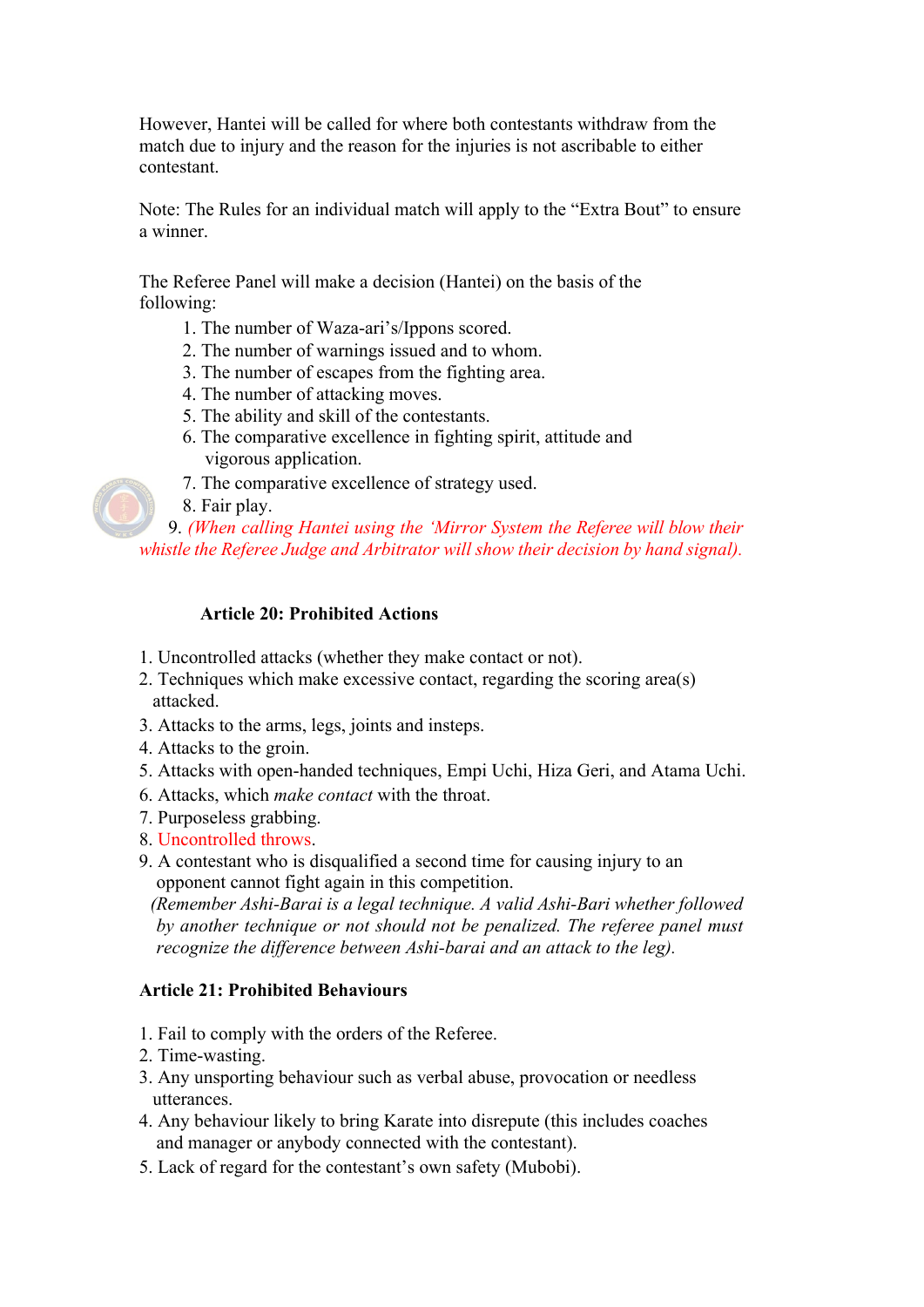However, Hantei will be called for where both contestants withdraw from the match due to injury and the reason for the injuries is not ascribable to either contestant.

Note: The Rules for an individual match will apply to the "Extra Bout" to ensure a winner.

The Referee Panel will make a decision (Hantei) on the basis of the following:

1. The number of Waza-ari's/Ippons scored.
2. The number of warnings issued and to whom.
3. The number of escapes from the fighting area.
4. The number of attacking moves.
5. The ability and skill of the contestants.
6. The comparative excellence in fighting spirit, attitude and vigorous application.
7. The comparative excellence of strategy used.
8. Fair play.
9. *(When calling Hantei using the 'Mirror System the Referee will blow their whistle the Referee Judge and Arbitrator will show their decision by hand signal).*

**Article 20: Prohibited Actions**

1. Uncontrolled attacks (whether they make contact or not).
2. Techniques which make excessive contact, regarding the scoring area(s) attacked.
3. Attacks to the arms, legs, joints and insteps.
4. Attacks to the groin.
5. Attacks with open-handed techniques, Empi Uchi, Hiza Geri, and Atama Uchi.
6. Attacks, which *make contact* with the throat.
7. Purposeless grabbing.
8. Uncontrolled throws.
9. A contestant who is disqualified a second time for causing injury to an opponent cannot fight again in this competition.

*(Remember Ashi-Barai is a legal technique. A valid Ashi-Bari whether followed by another technique or not should not be penalized. The referee panel must recognize the difference between Ashi-barai and an attack to the leg).*

**Article 21: Prohibited Behaviours**

1. Fail to comply with the orders of the Referee.
2. Time-wasting.
3. Any unsporting behaviour such as verbal abuse, provocation or needless utterances.
4. Any behaviour likely to bring Karate into disrepute (this includes coaches and manager or anybody connected with the contestant).
5. Lack of regard for the contestant's own safety (Mubobi).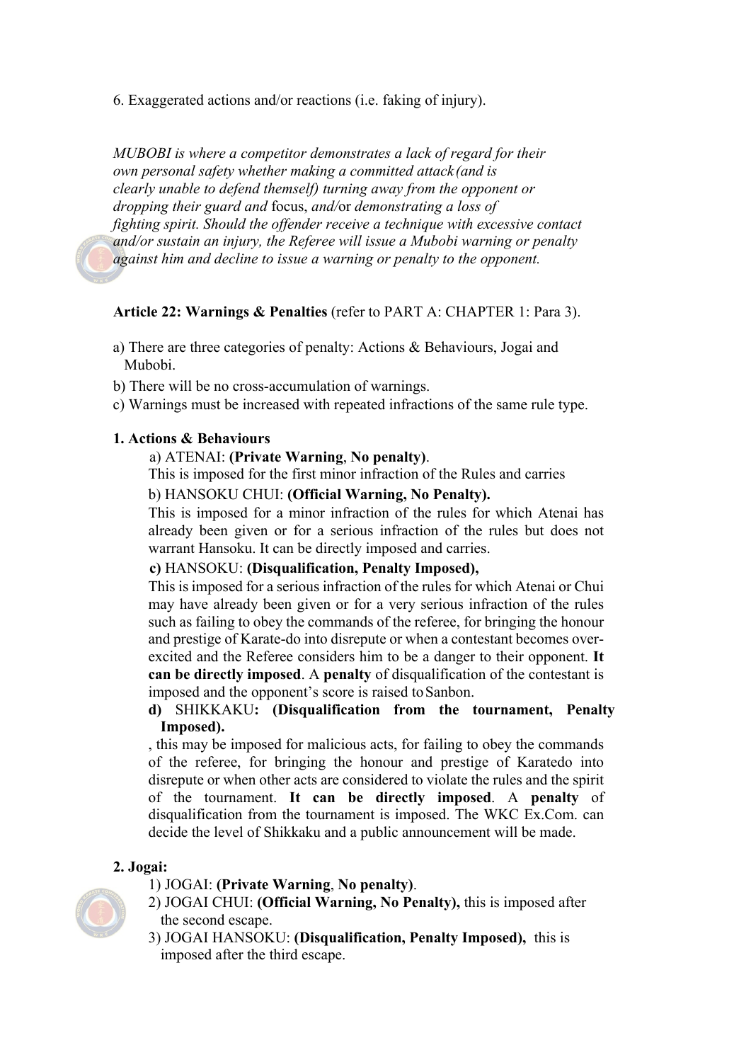6. Exaggerated actions and/or reactions (i.e. faking of injury).

*MUBOBI is where a competitor demonstrates a lack of regard for their own personal safety whether making a committed attack (and is clearly unable to defend themself) turning away from the opponent or dropping their guard and* focus, *and/*or *demonstrating a loss of fighting spirit. Should the offender receive a technique with excessive contact and/or sustain an injury, the Referee will issue a Mubobi warning or penalty against him and decline to issue a warning or penalty to the opponent.*

**Article 22: Warnings & Penalties** (refer to PART A: CHAPTER 1: Para 3).

a) There are three categories of penalty: Actions & Behaviours, Jogai and Mubobi.

b) There will be no cross-accumulation of warnings.

c) Warnings must be increased with repeated infractions of the same rule type.

**1. Actions & Behaviours**

a) ATENAI: **(Private Warning**, **No penalty)**.
This is imposed for the first minor infraction of the Rules and carries

b) HANSOKU CHUI: **(Official Warning, No Penalty).**
This is imposed for a minor infraction of the rules for which Atenai has already been given or for a serious infraction of the rules but does not warrant Hansoku. It can be directly imposed and carries.

**c)** HANSOKU: **(Disqualification, Penalty Imposed),**
This is imposed for a serious infraction of the rules for which Atenai or Chui may have already been given or for a very serious infraction of the rules such as failing to obey the commands of the referee, for bringing the honour and prestige of Karate-do into disrepute or when a contestant becomes over-excited and the Referee considers him to be a danger to their opponent. **It can be directly imposed**. A **penalty** of disqualification of the contestant is imposed and the opponent's score is raised to Sanbon.

**d)** SHIKKAKU**: (Disqualification from the tournament, Penalty Imposed).**
, this may be imposed for malicious acts, for failing to obey the commands of the referee, for bringing the honour and prestige of Karatedo into disrepute or when other acts are considered to violate the rules and the spirit of the tournament. **It can be directly imposed**. A **penalty** of disqualification from the tournament is imposed. The WKC Ex.Com. can decide the level of Shikkaku and a public announcement will be made.

**2. Jogai:**

1) JOGAI: **(Private Warning**, **No penalty)**.
2) JOGAI CHUI: **(Official Warning, No Penalty),** this is imposed after the second escape.
3) JOGAI HANSOKU: **(Disqualification, Penalty Imposed),** this is imposed after the third escape.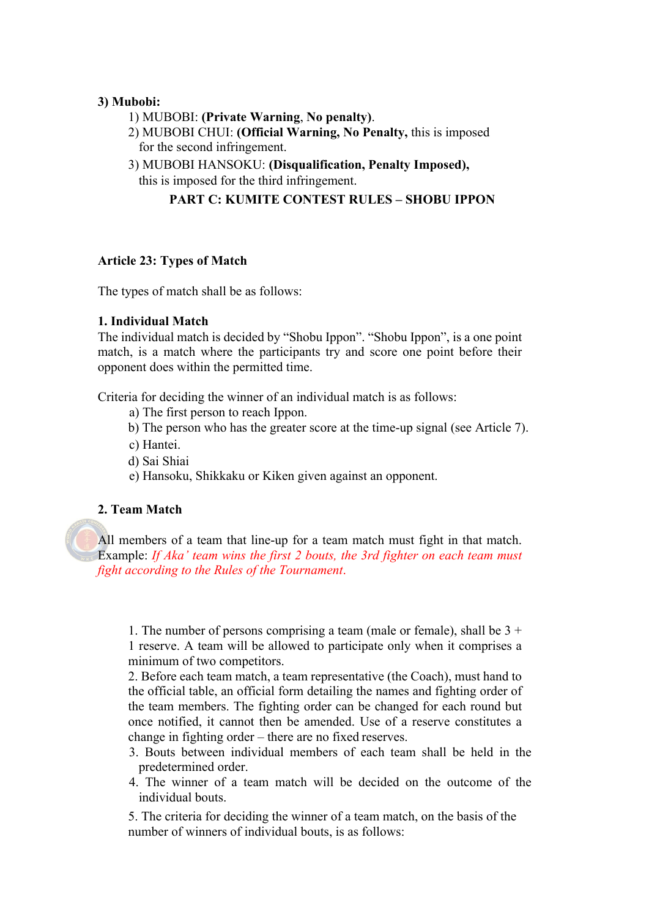**3) Mubobi:**

1) MUBOBI: **(Private Warning**, **No penalty)**.
2) MUBOBI CHUI: **(Official Warning, No Penalty,** this is imposed for the second infringement.
3) MUBOBI HANSOKU: **(Disqualification, Penalty Imposed),** this is imposed for the third infringement.

## PART C: KUMITE CONTEST RULES – SHOBU IPPON

### Article 23: Types of Match

The types of match shall be as follows:

**1. Individual Match**

The individual match is decided by "Shobu Ippon". "Shobu Ippon", is a one point match, is a match where the participants try and score one point before their opponent does within the permitted time.

Criteria for deciding the winner of an individual match is as follows:

a) The first person to reach Ippon.
b) The person who has the greater score at the time-up signal (see Article 7).
c) Hantei.
d) Sai Shiai
e) Hansoku, Shikkaku or Kiken given against an opponent.

**2. Team Match**

All members of a team that line-up for a team match must fight in that match. Example: *If Aka' team wins the first 2 bouts, the 3rd fighter on each team must fight according to the Rules of the Tournament.*

1. The number of persons comprising a team (male or female), shall be 3 + 1 reserve. A team will be allowed to participate only when it comprises a minimum of two competitors.
2. Before each team match, a team representative (the Coach), must hand to the official table, an official form detailing the names and fighting order of the team members. The fighting order can be changed for each round but once notified, it cannot then be amended. Use of a reserve constitutes a change in fighting order – there are no fixed reserves.
3. Bouts between individual members of each team shall be held in the predetermined order.
4. The winner of a team match will be decided on the outcome of the individual bouts.
5. The criteria for deciding the winner of a team match, on the basis of the number of winners of individual bouts, is as follows: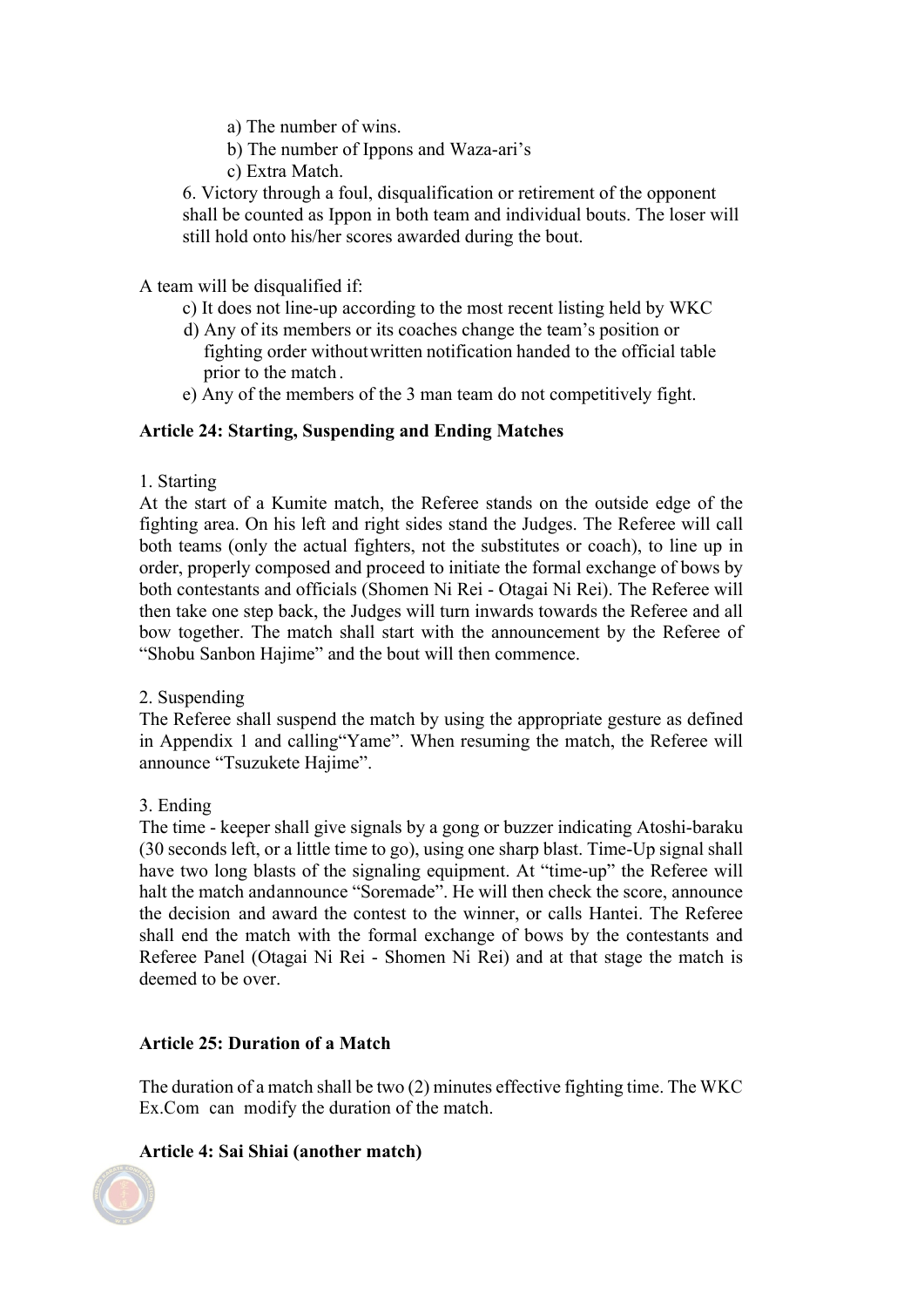a) The number of wins.
b) The number of Ippons and Waza-ari's
c) Extra Match.

6. Victory through a foul, disqualification or retirement of the opponent shall be counted as Ippon in both team and individual bouts. The loser will still hold onto his/her scores awarded during the bout.

A team will be disqualified if:

c) It does not line-up according to the most recent listing held by WKC
d) Any of its members or its coaches change the team's position or fighting order without written notification handed to the official table prior to the match.
e) Any of the members of the 3 man team do not competitively fight.

**Article 24: Starting, Suspending and Ending Matches**

1. Starting

At the start of a Kumite match, the Referee stands on the outside edge of the fighting area. On his left and right sides stand the Judges. The Referee will call both teams (only the actual fighters, not the substitutes or coach), to line up in order, properly composed and proceed to initiate the formal exchange of bows by both contestants and officials (Shomen Ni Rei - Otagai Ni Rei). The Referee will then take one step back, the Judges will turn inwards towards the Referee and all bow together. The match shall start with the announcement by the Referee of "Shobu Sanbon Hajime" and the bout will then commence.

2. Suspending

The Referee shall suspend the match by using the appropriate gesture as defined in Appendix 1 and calling "Yame". When resuming the match, the Referee will announce "Tsuzukete Hajime".

3. Ending

The time - keeper shall give signals by a gong or buzzer indicating Atoshi-baraku (30 seconds left, or a little time to go), using one sharp blast. Time-Up signal shall have two long blasts of the signaling equipment. At "time-up" the Referee will halt the match and announce "Soremade". He will then check the score, announce the decision and award the contest to the winner, or calls Hantei. The Referee shall end the match with the formal exchange of bows by the contestants and Referee Panel (Otagai Ni Rei - Shomen Ni Rei) and at that stage the match is deemed to be over.

**Article 25: Duration of a Match**

The duration of a match shall be two (2) minutes effective fighting time. The WKC Ex.Com can modify the duration of the match.

**Article 4: Sai Shiai (another match)**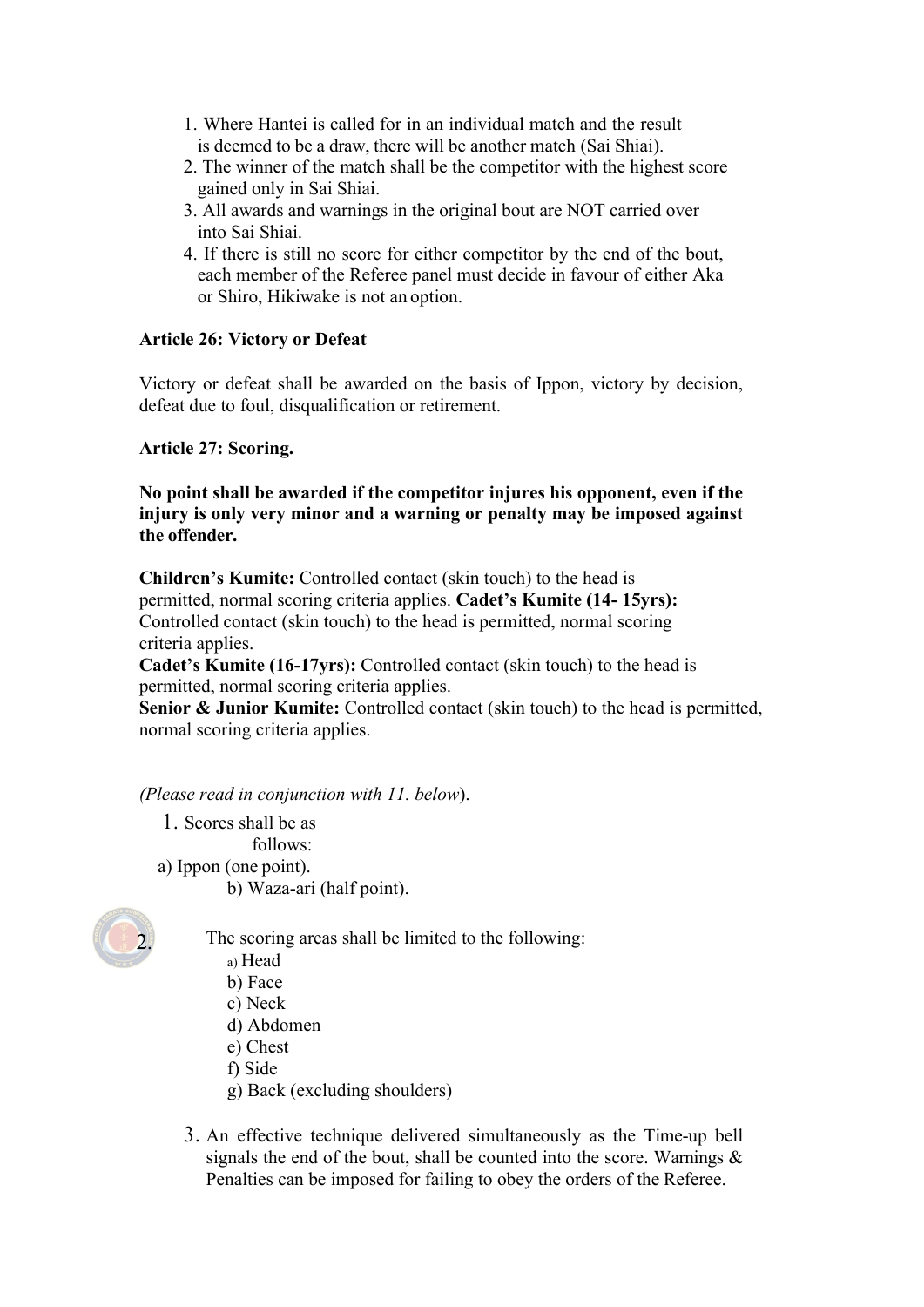1. Where Hantei is called for in an individual match and the result is deemed to be a draw, there will be another match (Sai Shiai).
2. The winner of the match shall be the competitor with the highest score gained only in Sai Shiai.
3. All awards and warnings in the original bout are NOT carried over into Sai Shiai.
4. If there is still no score for either competitor by the end of the bout, each member of the Referee panel must decide in favour of either Aka or Shiro, Hikiwake is not an option.

**Article 26: Victory or Defeat**

Victory or defeat shall be awarded on the basis of Ippon, victory by decision, defeat due to foul, disqualification or retirement.

**Article 27: Scoring.**

**No point shall be awarded if the competitor injures his opponent, even if the injury is only very minor and a warning or penalty may be imposed against the offender.**

**Children's Kumite:** Controlled contact (skin touch) to the head is permitted, normal scoring criteria applies. **Cadet's Kumite (14- 15yrs):** Controlled contact (skin touch) to the head is permitted, normal scoring criteria applies.
**Cadet's Kumite (16-17yrs):** Controlled contact (skin touch) to the head is permitted, normal scoring criteria applies.
**Senior & Junior Kumite:** Controlled contact (skin touch) to the head is permitted, normal scoring criteria applies.

*(Please read in conjunction with 11. below*).

1. Scores shall be as follows:
   a) Ippon (one point).
   b) Waza-ari (half point).

2. The scoring areas shall be limited to the following:
   a) Head
   b) Face
   c) Neck
   d) Abdomen
   e) Chest
   f) Side
   g) Back (excluding shoulders)

3. An effective technique delivered simultaneously as the Time-up bell signals the end of the bout, shall be counted into the score. Warnings & Penalties can be imposed for failing to obey the orders of the Referee.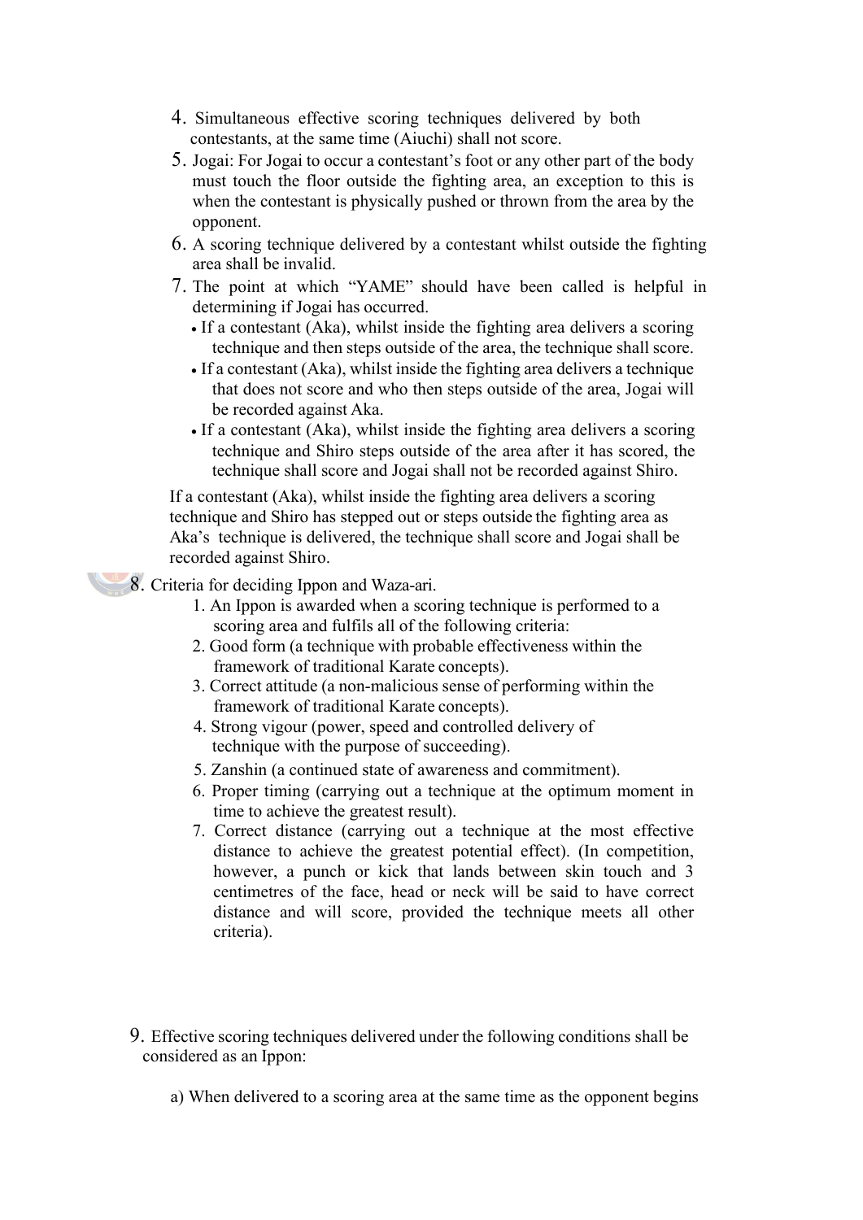4. Simultaneous effective scoring techniques delivered by both contestants, at the same time (Aiuchi) shall not score.
5. Jogai: For Jogai to occur a contestant's foot or any other part of the body must touch the floor outside the fighting area, an exception to this is when the contestant is physically pushed or thrown from the area by the opponent.
6. A scoring technique delivered by a contestant whilst outside the fighting area shall be invalid.
7. The point at which "YAME" should have been called is helpful in determining if Jogai has occurred.
   - If a contestant (Aka), whilst inside the fighting area delivers a scoring technique and then steps outside of the area, the technique shall score.
   - If a contestant (Aka), whilst inside the fighting area delivers a technique that does not score and who then steps outside of the area, Jogai will be recorded against Aka.
   - If a contestant (Aka), whilst inside the fighting area delivers a scoring technique and Shiro steps outside of the area after it has scored, the technique shall score and Jogai shall not be recorded against Shiro.

   If a contestant (Aka), whilst inside the fighting area delivers a scoring technique and Shiro has stepped out or steps outside the fighting area as Aka's technique is delivered, the technique shall score and Jogai shall be recorded against Shiro.

8. Criteria for deciding Ippon and Waza-ari.
   1. An Ippon is awarded when a scoring technique is performed to a scoring area and fulfils all of the following criteria:
   2. Good form (a technique with probable effectiveness within the framework of traditional Karate concepts).
   3. Correct attitude (a non-malicious sense of performing within the framework of traditional Karate concepts).
   4. Strong vigour (power, speed and controlled delivery of technique with the purpose of succeeding).
   5. Zanshin (a continued state of awareness and commitment).
   6. Proper timing (carrying out a technique at the optimum moment in time to achieve the greatest result).
   7. Correct distance (carrying out a technique at the most effective distance to achieve the greatest potential effect). (In competition, however, a punch or kick that lands between skin touch and 3 centimetres of the face, head or neck will be said to have correct distance and will score, provided the technique meets all other criteria).

9. Effective scoring techniques delivered under the following conditions shall be considered as an Ippon:

   a) When delivered to a scoring area at the same time as the opponent begins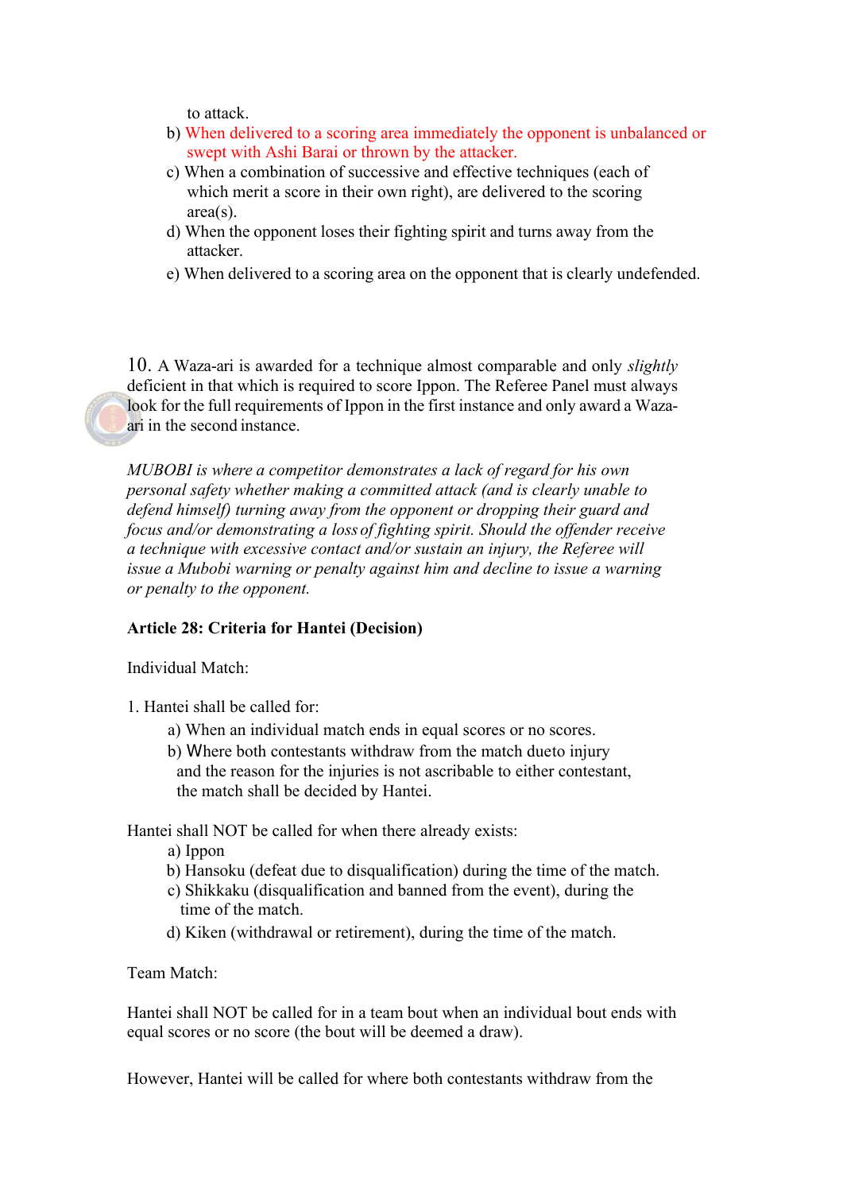to attack.

b) When delivered to a scoring area immediately the opponent is unbalanced or swept with Ashi Barai or thrown by the attacker.

c) When a combination of successive and effective techniques (each of which merit a score in their own right), are delivered to the scoring area(s).

d) When the opponent loses their fighting spirit and turns away from the attacker.

e) When delivered to a scoring area on the opponent that is clearly undefended.

10. A Waza-ari is awarded for a technique almost comparable and only *slightly* deficient in that which is required to score Ippon. The Referee Panel must always look for the full requirements of Ippon in the first instance and only award a Waza-ari in the second instance.

*MUBOBI is where a competitor demonstrates a lack of regard for his own personal safety whether making a committed attack (and is clearly unable to defend himself) turning away from the opponent or dropping their guard and focus and/or demonstrating a loss of fighting spirit. Should the offender receive a technique with excessive contact and/or sustain an injury, the Referee will issue a Mubobi warning or penalty against him and decline to issue a warning or penalty to the opponent.*

**Article 28: Criteria for Hantei (Decision)**

Individual Match:

1. Hantei shall be called for:

   a) When an individual match ends in equal scores or no scores.

   b) Where both contestants withdraw from the match dueto injury and the reason for the injuries is not ascribable to either contestant, the match shall be decided by Hantei.

Hantei shall NOT be called for when there already exists:

a) Ippon

b) Hansoku (defeat due to disqualification) during the time of the match.

c) Shikkaku (disqualification and banned from the event), during the time of the match.

d) Kiken (withdrawal or retirement), during the time of the match.

Team Match:

Hantei shall NOT be called for in a team bout when an individual bout ends with equal scores or no score (the bout will be deemed a draw).

However, Hantei will be called for where both contestants withdraw from the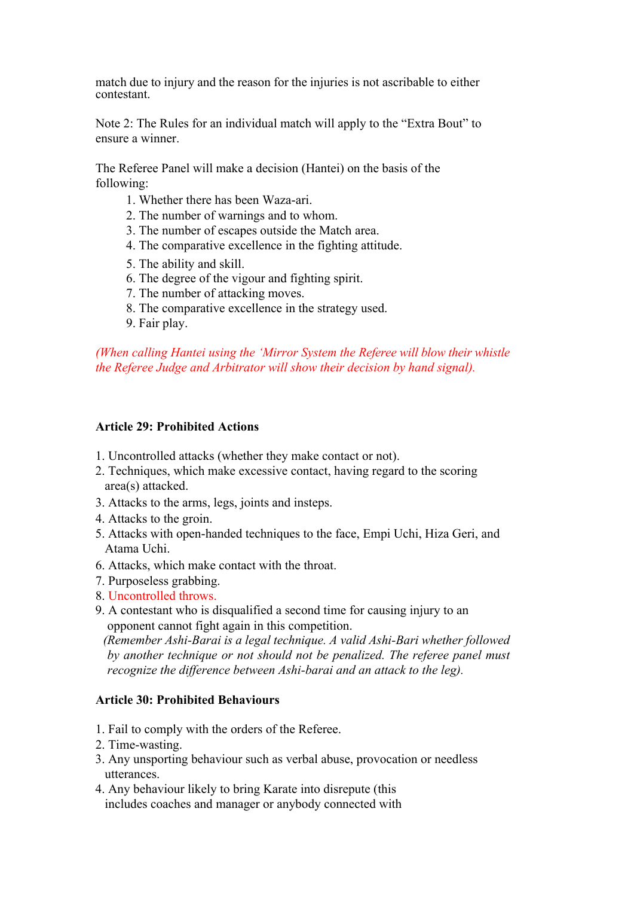match due to injury and the reason for the injuries is not ascribable to either contestant.

Note 2: The Rules for an individual match will apply to the "Extra Bout" to ensure a winner.

The Referee Panel will make a decision (Hantei) on the basis of the following:

1. Whether there has been Waza-ari.
2. The number of warnings and to whom.
3. The number of escapes outside the Match area.
4. The comparative excellence in the fighting attitude.
5. The ability and skill.
6. The degree of the vigour and fighting spirit.
7. The number of attacking moves.
8. The comparative excellence in the strategy used.
9. Fair play.

*(When calling Hantei using the 'Mirror System the Referee will blow their whistle the Referee Judge and Arbitrator will show their decision by hand signal).*

**Article 29: Prohibited Actions**

1. Uncontrolled attacks (whether they make contact or not).
2. Techniques, which make excessive contact, having regard to the scoring area(s) attacked.
3. Attacks to the arms, legs, joints and insteps.
4. Attacks to the groin.
5. Attacks with open-handed techniques to the face, Empi Uchi, Hiza Geri, and Atama Uchi.
6. Attacks, which make contact with the throat.
7. Purposeless grabbing.
8. Uncontrolled throws.
9. A contestant who is disqualified a second time for causing injury to an opponent cannot fight again in this competition.

*(Remember Ashi-Barai is a legal technique. A valid Ashi-Bari whether followed by another technique or not should not be penalized. The referee panel must recognize the difference between Ashi-barai and an attack to the leg).*

**Article 30: Prohibited Behaviours**

1. Fail to comply with the orders of the Referee.
2. Time-wasting.
3. Any unsporting behaviour such as verbal abuse, provocation or needless utterances.
4. Any behaviour likely to bring Karate into disrepute (this includes coaches and manager or anybody connected with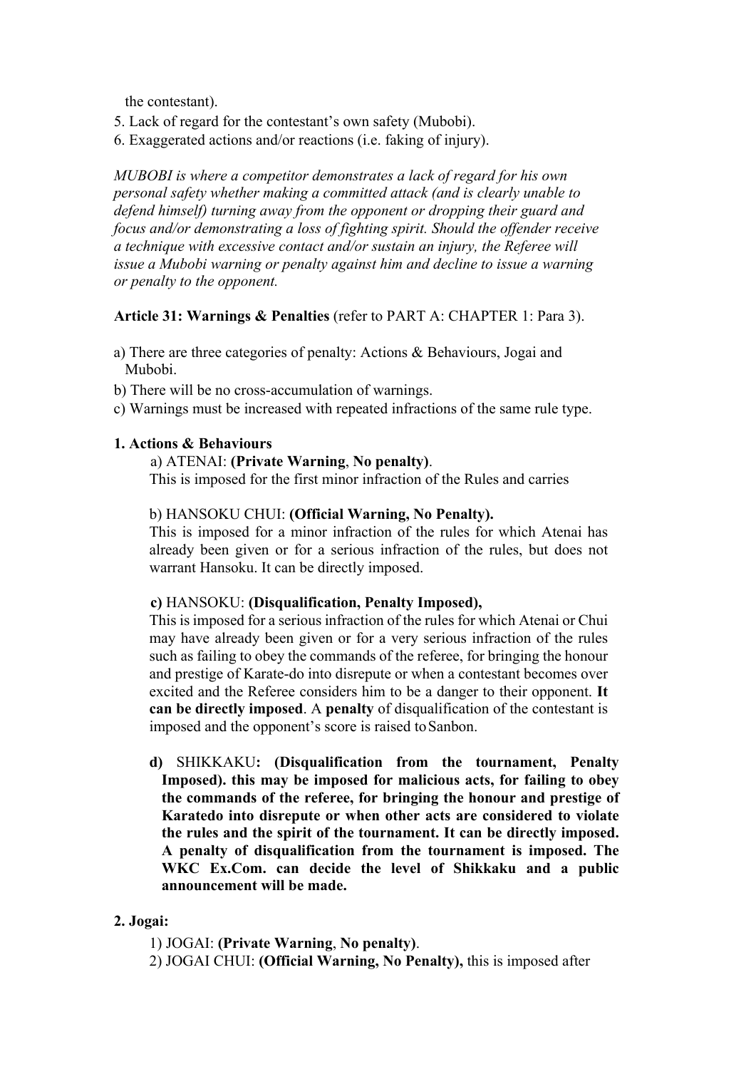the contestant).

5. Lack of regard for the contestant's own safety (Mubobi).
6. Exaggerated actions and/or reactions (i.e. faking of injury).

*MUBOBI is where a competitor demonstrates a lack of regard for his own personal safety whether making a committed attack (and is clearly unable to defend himself) turning away from the opponent or dropping their guard and focus and/or demonstrating a loss of fighting spirit. Should the offender receive a technique with excessive contact and/or sustain an injury, the Referee will issue a Mubobi warning or penalty against him and decline to issue a warning or penalty to the opponent.*

**Article 31: Warnings & Penalties** (refer to PART A: CHAPTER 1: Para 3).

a) There are three categories of penalty: Actions & Behaviours, Jogai and Mubobi.
b) There will be no cross-accumulation of warnings.
c) Warnings must be increased with repeated infractions of the same rule type.

**1. Actions & Behaviours**

a) ATENAI: **(Private Warning**, **No penalty)**.
This is imposed for the first minor infraction of the Rules and carries

b) HANSOKU CHUI: **(Official Warning, No Penalty).**
This is imposed for a minor infraction of the rules for which Atenai has already been given or for a serious infraction of the rules, but does not warrant Hansoku. It can be directly imposed.

**c)** HANSOKU: **(Disqualification, Penalty Imposed),**
This is imposed for a serious infraction of the rules for which Atenai or Chui may have already been given or for a very serious infraction of the rules such as failing to obey the commands of the referee, for bringing the honour and prestige of Karate-do into disrepute or when a contestant becomes over excited and the Referee considers him to be a danger to their opponent. **It can be directly imposed**. A **penalty** of disqualification of the contestant is imposed and the opponent's score is raised to Sanbon.

**d)** SHIKKAKU**: (Disqualification from the tournament, Penalty Imposed). this may be imposed for malicious acts, for failing to obey the commands of the referee, for bringing the honour and prestige of Karatedo into disrepute or when other acts are considered to violate the rules and the spirit of the tournament. It can be directly imposed. A penalty of disqualification from the tournament is imposed. The WKC Ex.Com. can decide the level of Shikkaku and a public announcement will be made.**

**2. Jogai:**

1) JOGAI: **(Private Warning**, **No penalty)**.
2) JOGAI CHUI: **(Official Warning, No Penalty),** this is imposed after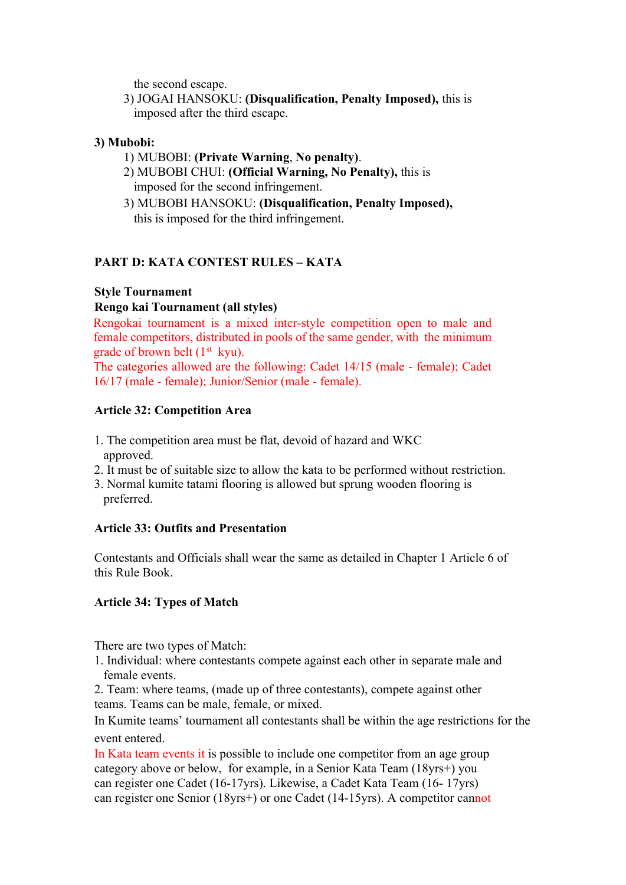the second escape.

3) JOGAI HANSOKU: **(Disqualification, Penalty Imposed),** this is imposed after the third escape.

**3) Mubobi:**

1) MUBOBI: **(Private Warning**, **No penalty)**.
2) MUBOBI CHUI: **(Official Warning, No Penalty),** this is imposed for the second infringement.
3) MUBOBI HANSOKU: **(Disqualification, Penalty Imposed),** this is imposed for the third infringement.

## PART D: KATA CONTEST RULES – KATA

**Style Tournament**

**Rengo kai Tournament (all styles)**

Rengokai tournament is a mixed inter-style competition open to male and female competitors, distributed in pools of the same gender, with the minimum grade of brown belt (1st kyu).

The categories allowed are the following: Cadet 14/15 (male - female); Cadet 16/17 (male - female); Junior/Senior (male - female).

### Article 32: Competition Area

1. The competition area must be flat, devoid of hazard and WKC approved.
2. It must be of suitable size to allow the kata to be performed without restriction.
3. Normal kumite tatami flooring is allowed but sprung wooden flooring is preferred.

### Article 33: Outfits and Presentation

Contestants and Officials shall wear the same as detailed in Chapter 1 Article 6 of this Rule Book.

### Article 34: Types of Match

There are two types of Match:

1. Individual: where contestants compete against each other in separate male and female events.
2. Team: where teams, (made up of three contestants), compete against other teams. Teams can be male, female, or mixed.

In Kumite teams' tournament all contestants shall be within the age restrictions for the event entered.

In Kata team events it is possible to include one competitor from an age group category above or below, for example, in a Senior Kata Team (18yrs+) you can register one Cadet (16-17yrs). Likewise, a Cadet Kata Team (16- 17yrs) can register one Senior (18yrs+) or one Cadet (14-15yrs). A competitor cannot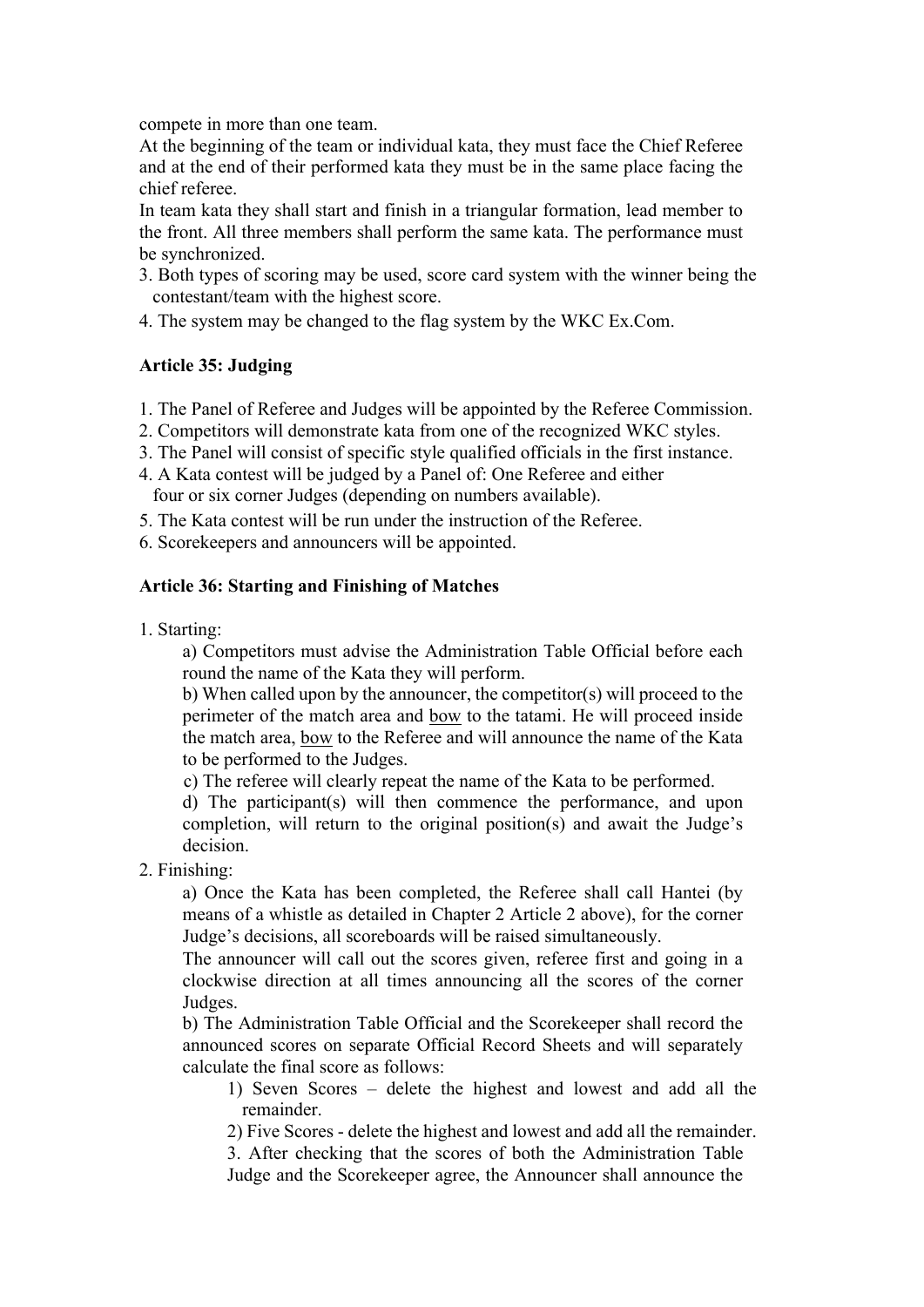compete in more than one team.

At the beginning of the team or individual kata, they must face the Chief Referee and at the end of their performed kata they must be in the same place facing the chief referee.

In team kata they shall start and finish in a triangular formation, lead member to the front. All three members shall perform the same kata. The performance must be synchronized.

3. Both types of scoring may be used, score card system with the winner being the contestant/team with the highest score.
4. The system may be changed to the flag system by the WKC Ex.Com.

**Article 35: Judging**

1. The Panel of Referee and Judges will be appointed by the Referee Commission.
2. Competitors will demonstrate kata from one of the recognized WKC styles.
3. The Panel will consist of specific style qualified officials in the first instance.
4. A Kata contest will be judged by a Panel of: One Referee and either four or six corner Judges (depending on numbers available).
5. The Kata contest will be run under the instruction of the Referee.
6. Scorekeepers and announcers will be appointed.

**Article 36: Starting and Finishing of Matches**

1. Starting:

   a) Competitors must advise the Administration Table Official before each round the name of the Kata they will perform.

   b) When called upon by the announcer, the competitor(s) will proceed to the perimeter of the match area and <u>bow</u> to the tatami. He will proceed inside the match area, <u>bow</u> to the Referee and will announce the name of the Kata to be performed to the Judges.

   c) The referee will clearly repeat the name of the Kata to be performed.

   d) The participant(s) will then commence the performance, and upon completion, will return to the original position(s) and await the Judge's decision.

2. Finishing:

   a) Once the Kata has been completed, the Referee shall call Hantei (by means of a whistle as detailed in Chapter 2 Article 2 above), for the corner Judge's decisions, all scoreboards will be raised simultaneously.

   The announcer will call out the scores given, referee first and going in a clockwise direction at all times announcing all the scores of the corner Judges.

   b) The Administration Table Official and the Scorekeeper shall record the announced scores on separate Official Record Sheets and will separately calculate the final score as follows:

      1) Seven Scores – delete the highest and lowest and add all the remainder.

      2) Five Scores - delete the highest and lowest and add all the remainder.

      3. After checking that the scores of both the Administration Table Judge and the Scorekeeper agree, the Announcer shall announce the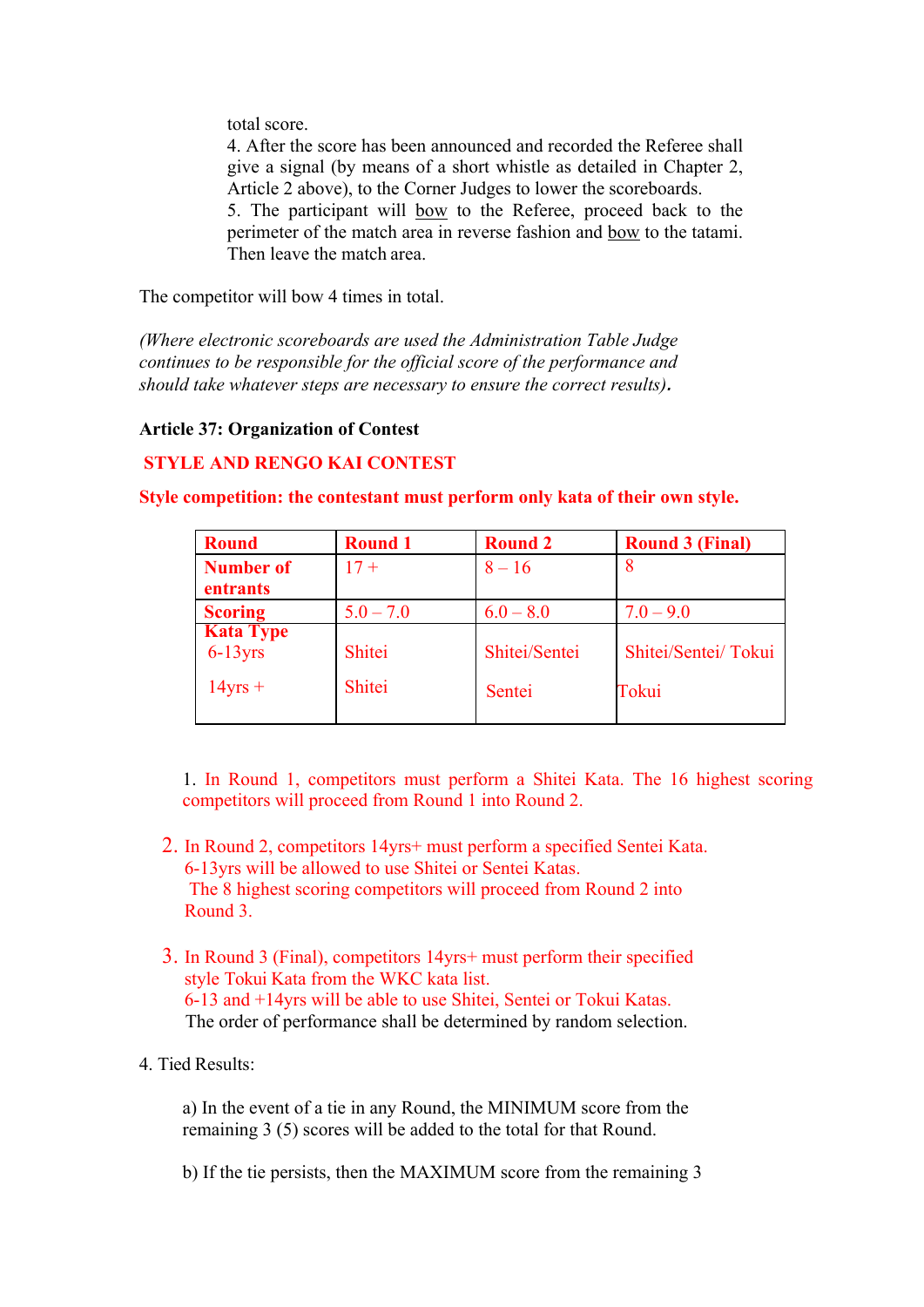total score.

4. After the score has been announced and recorded the Referee shall give a signal (by means of a short whistle as detailed in Chapter 2, Article 2 above), to the Corner Judges to lower the scoreboards.

5. The participant will bow to the Referee, proceed back to the perimeter of the match area in reverse fashion and bow to the tatami. Then leave the match area.

The competitor will bow 4 times in total.

*(Where electronic scoreboards are used the Administration Table Judge continues to be responsible for the official score of the performance and should take whatever steps are necessary to ensure the correct results)***.**

**Article 37: Organization of Contest**

**STYLE AND RENGO KAI CONTEST**

**Style competition: the contestant must perform only kata of their own style.**

| **Round** | **Round 1** | **Round 2** | **Round 3 (Final)** |
|---|---|---|---|
| **Number of entrants** | 17 + | 8 – 16 | 8 |
| **Scoring** | 5.0 – 7.0 | 6.0 – 8.0 | 7.0 – 9.0 |
| **Kata Type** | | | |
| 6-13yrs | Shitei | Shitei/Sentei | Shitei/Sentei/ Tokui |
| 14yrs + | Shitei | Sentei | Tokui |

1. In Round 1, competitors must perform a Shitei Kata. The 16 highest scoring competitors will proceed from Round 1 into Round 2.

2. In Round 2, competitors 14yrs+ must perform a specified Sentei Kata. 6-13yrs will be allowed to use Shitei or Sentei Katas. The 8 highest scoring competitors will proceed from Round 2 into Round 3.

3. In Round 3 (Final), competitors 14yrs+ must perform their specified style Tokui Kata from the WKC kata list. 6-13 and +14yrs will be able to use Shitei, Sentei or Tokui Katas. The order of performance shall be determined by random selection.

4. Tied Results:

   a) In the event of a tie in any Round, the MINIMUM score from the remaining 3 (5) scores will be added to the total for that Round.

   b) If the tie persists, then the MAXIMUM score from the remaining 3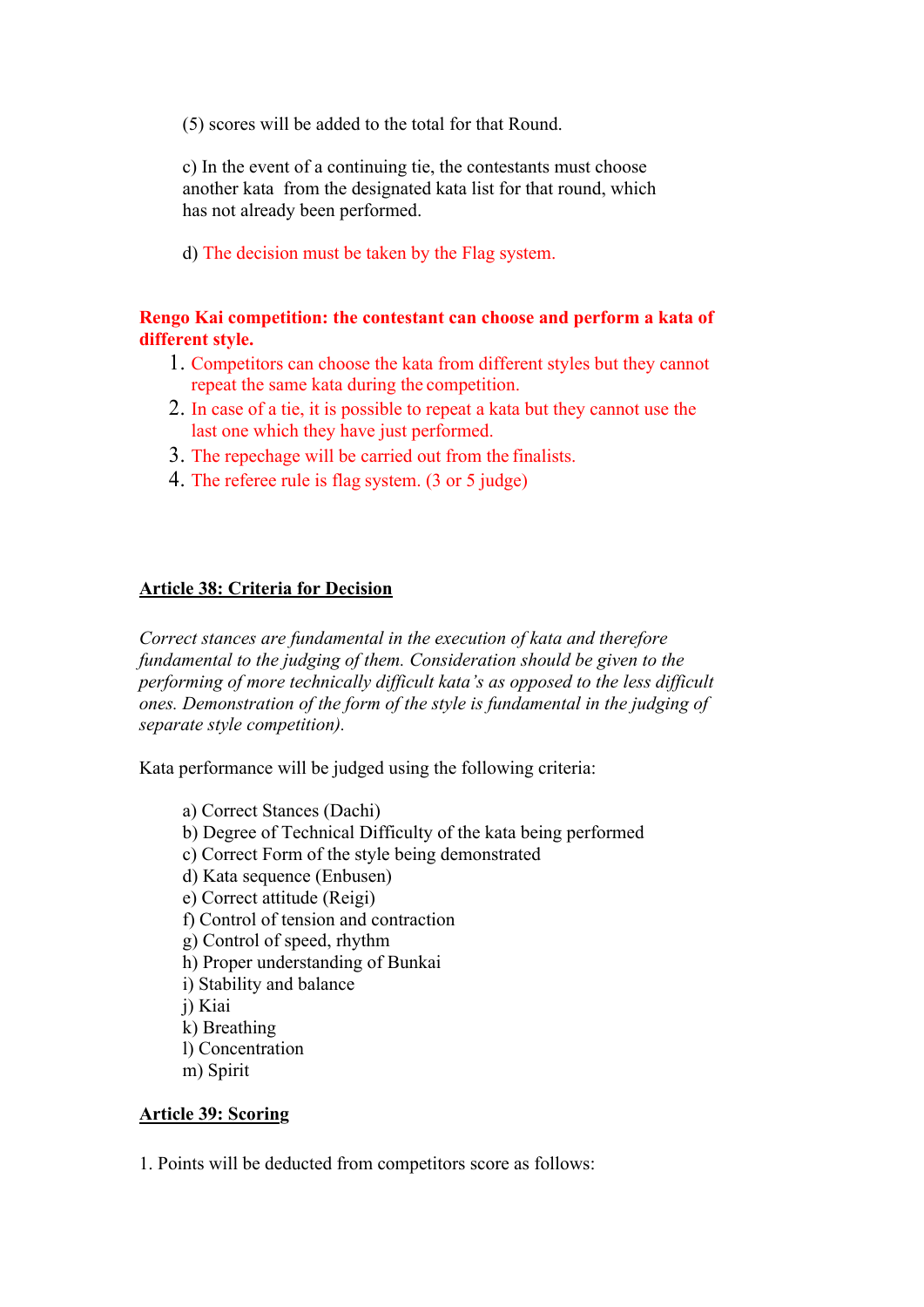(5) scores will be added to the total for that Round.

c) In the event of a continuing tie, the contestants must choose another kata from the designated kata list for that round, which has not already been performed.

d) The decision must be taken by the Flag system.

**Rengo Kai competition: the contestant can choose and perform a kata of different style.**

1. Competitors can choose the kata from different styles but they cannot repeat the same kata during the competition.
2. In case of a tie, it is possible to repeat a kata but they cannot use the last one which they have just performed.
3. The repechage will be carried out from the finalists.
4. The referee rule is flag system. (3 or 5 judge)

## Article 38: Criteria for Decision

*Correct stances are fundamental in the execution of kata and therefore fundamental to the judging of them. Consideration should be given to the performing of more technically difficult kata's as opposed to the less difficult ones. Demonstration of the form of the style is fundamental in the judging of separate style competition).*

Kata performance will be judged using the following criteria:

a) Correct Stances (Dachi)
b) Degree of Technical Difficulty of the kata being performed
c) Correct Form of the style being demonstrated
d) Kata sequence (Enbusen)
e) Correct attitude (Reigi)
f) Control of tension and contraction
g) Control of speed, rhythm
h) Proper understanding of Bunkai
i) Stability and balance
j) Kiai
k) Breathing
l) Concentration
m) Spirit

## Article 39: Scoring

1. Points will be deducted from competitors score as follows: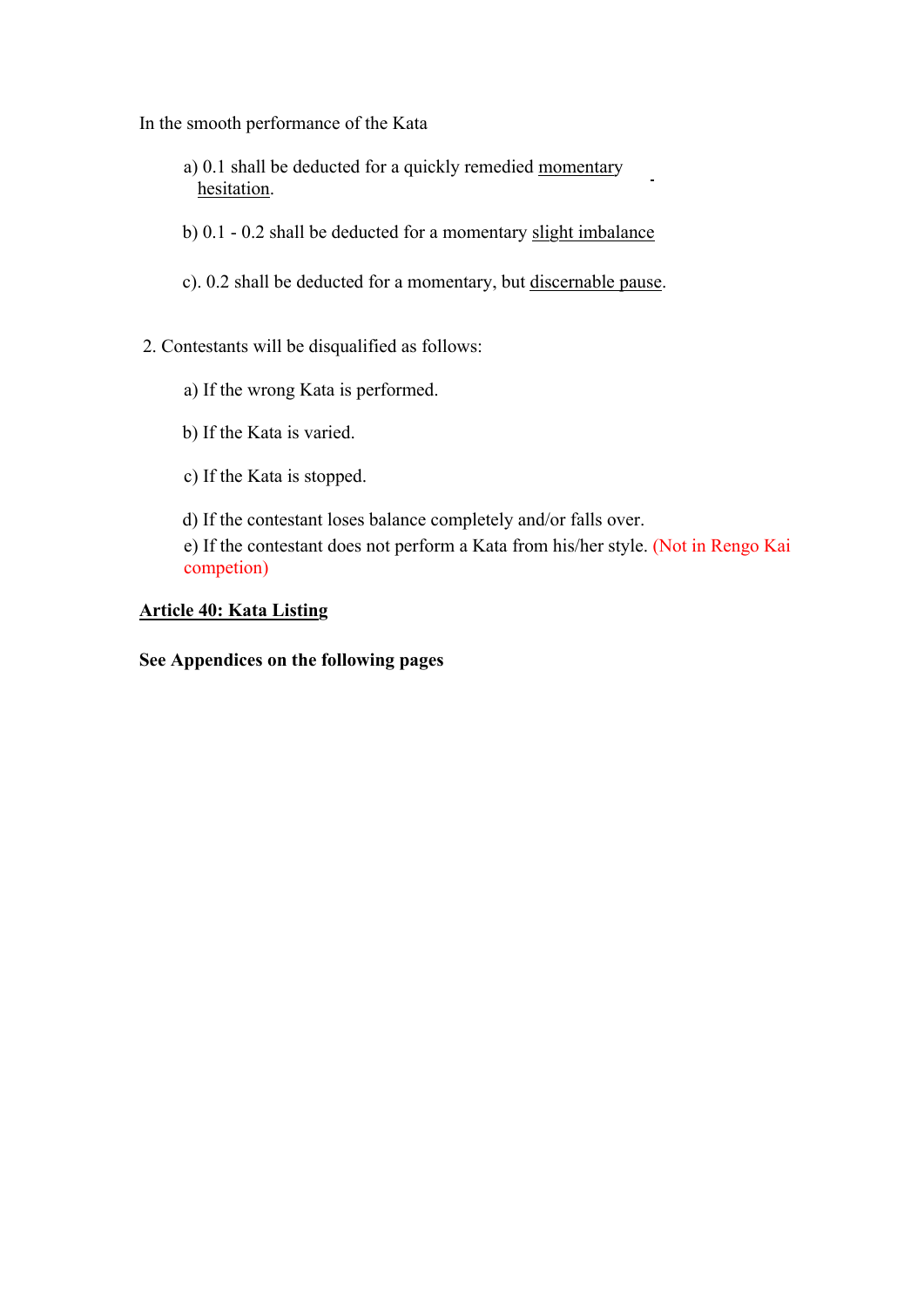In the smooth performance of the Kata

a) 0.1 shall be deducted for a quickly remedied momentary hesitation.

b) 0.1 - 0.2 shall be deducted for a momentary slight imbalance

c). 0.2 shall be deducted for a momentary, but discernable pause.

2. Contestants will be disqualified as follows:

a) If the wrong Kata is performed.

b) If the Kata is varied.

c) If the Kata is stopped.

d) If the contestant loses balance completely and/or falls over.

e) If the contestant does not perform a Kata from his/her style. (Not in Rengo Kai competion)

**Article 40: Kata Listing**

**See Appendices on the following pages**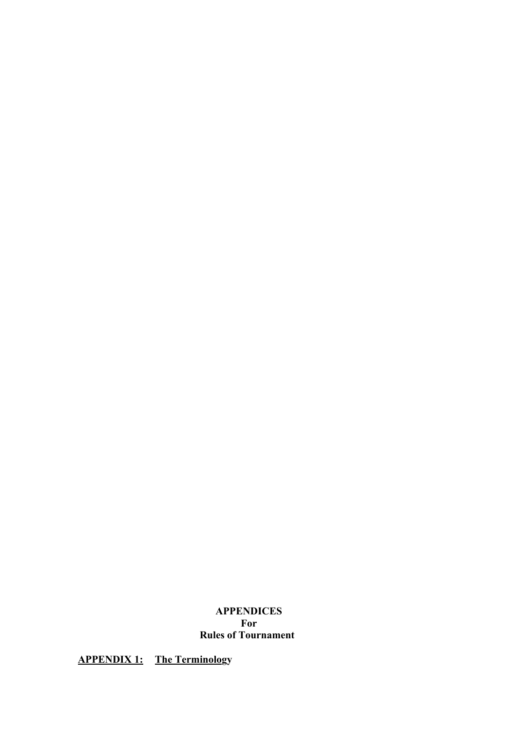# APPENDICES
# For
# Rules of Tournament

## APPENDIX 1: The Terminology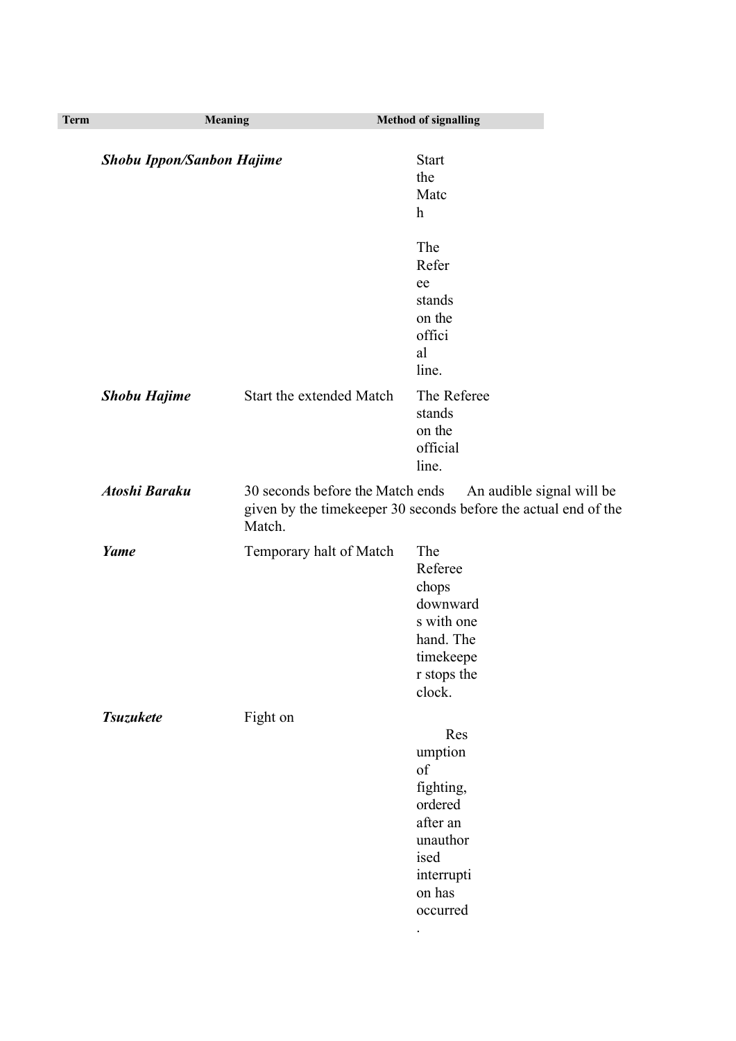| Term | Meaning | Method of signalling |
|---|---|---|
| ***Shobu Ippon/Sanbon Hajime*** | Start the Match | The Referee stands on the official line. |
| ***Shobu Hajime*** | Start the extended Match | The Referee stands on the official line. |
| ***Atoshi Baraku*** | 30 seconds before the Match ends | An audible signal will be given by the timekeeper 30 seconds before the actual end of the Match. |
| ***Yame*** | Temporary halt of Match | The Referee chops downwards with one hand. The timekeeper stops the clock. |
| ***Tsuzukete*** | Fight on | Resumption of fighting, ordered after an unauthorised interruption has occurred. |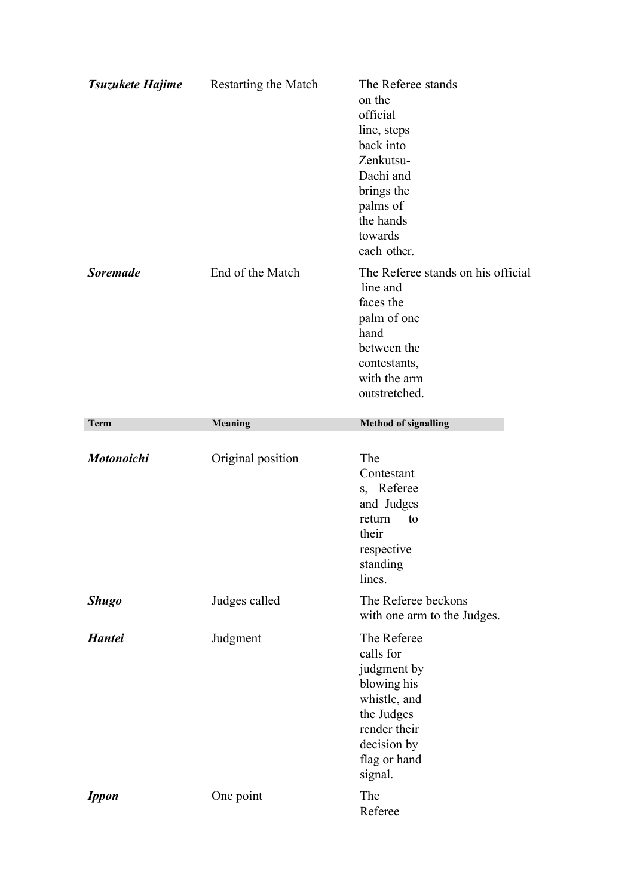| | | |
|---|---|---|
| ***Tsuzukete Hajime*** | Restarting the Match | The Referee stands on the official line, steps back into Zenkutsu-Dachi and brings the palms of the hands towards each other. |
| ***Soremade*** | End of the Match | The Referee stands on his official line and faces the palm of one hand between the contestants, with the arm outstretched. |

| **Term** | **Meaning** | **Method of signalling** |
|---|---|---|
| ***Motonoichi*** | Original position | The Contestants, Referee and Judges return to their respective standing lines. |
| ***Shugo*** | Judges called | The Referee beckons with one arm to the Judges. |
| ***Hantei*** | Judgment | The Referee calls for judgment by blowing his whistle, and the Judges render their decision by flag or hand signal. |
| ***Ippon*** | One point | The Referee |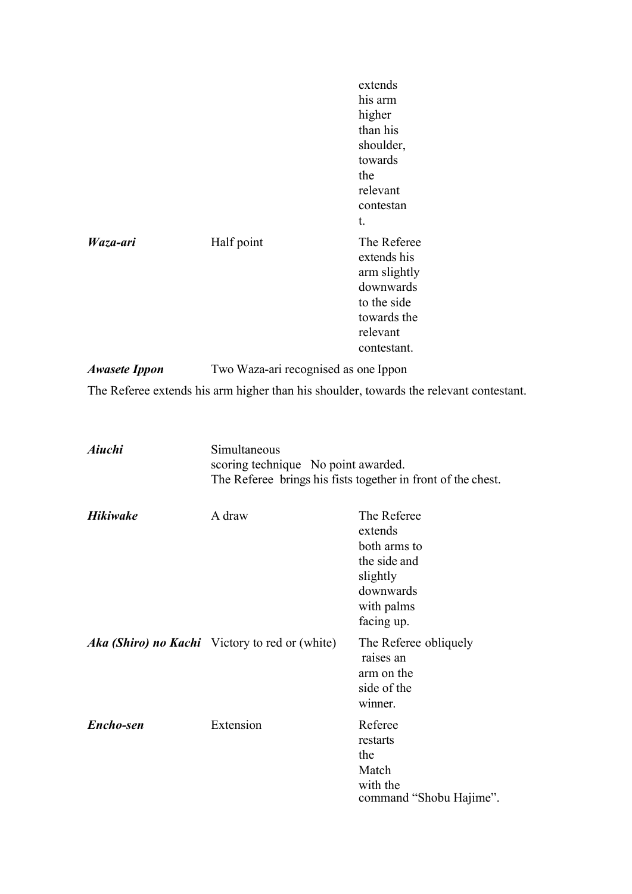| | | |
|---|---|---|
| | | extends his arm higher than his shoulder, towards the relevant contestant. |
| ***Waza-ari*** | Half point | The Referee extends his arm slightly downwards to the side towards the relevant contestant. |
| ***Awasete Ippon*** | Two Waza-ari recognised as one Ippon | |

The Referee extends his arm higher than his shoulder, towards the relevant contestant.

| | | |
|---|---|---|
| ***Aiuchi*** | Simultaneous scoring technique No point awarded. The Referee brings his fists together in front of the chest. | |
| ***Hikiwake*** | A draw | The Referee extends both arms to the side and slightly downwards with palms facing up. |
| ***Aka (Shiro) no Kachi*** | Victory to red or (white) | The Referee obliquely raises an arm on the side of the winner. |
| ***Encho-sen*** | Extension | Referee restarts the Match with the command "Shobu Hajime". |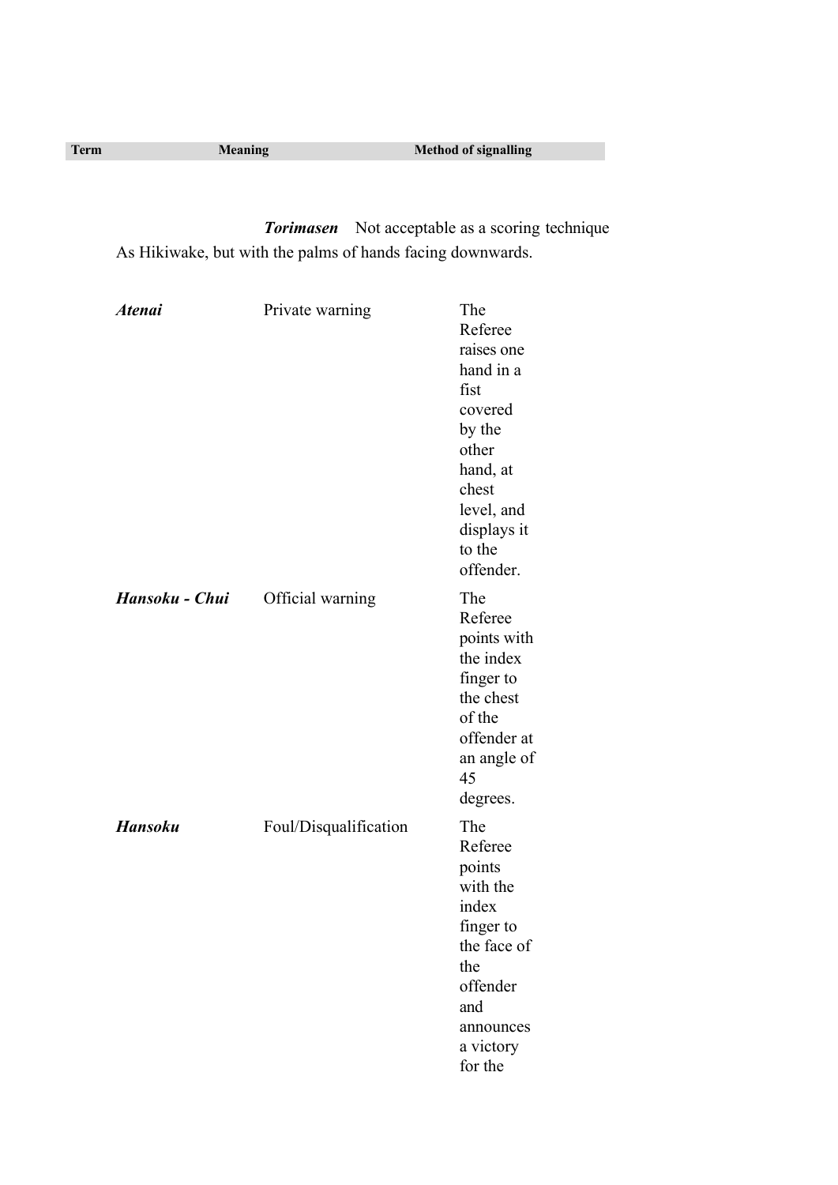| Term | Meaning | Method of signalling |
|---|---|---|
| ***Torimasen*** | Not acceptable as a scoring technique | As Hikiwake, but with the palms of hands facing downwards. |
| ***Atenai*** | Private warning | The Referee raises one hand in a fist covered by the other hand, at chest level, and displays it to the offender. |
| ***Hansoku - Chui*** | Official warning | The Referee points with the index finger to the chest of the offender at an angle of 45 degrees. |
| ***Hansoku*** | Foul/Disqualification | The Referee points with the index finger to the face of the offender and announces a victory for the |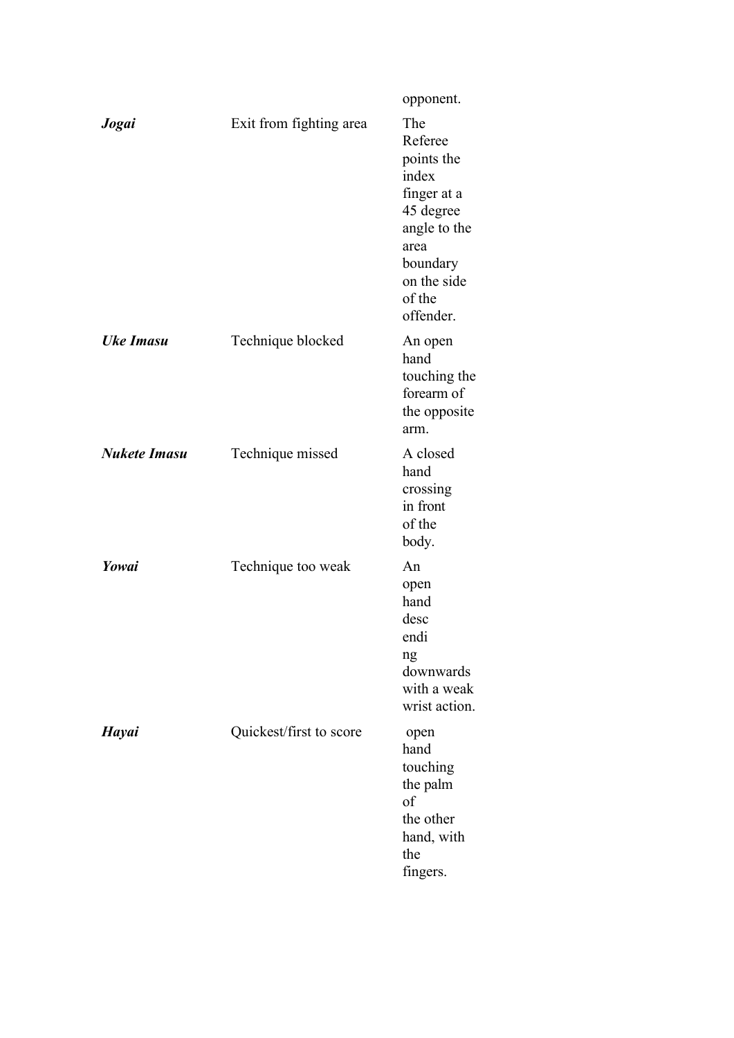| | | opponent. |
|---|---|---|
| ***Jogai*** | Exit from fighting area | The Referee points the index finger at a 45 degree angle to the area boundary on the side of the offender. |
| ***Uke Imasu*** | Technique blocked | An open hand touching the forearm of the opposite arm. |
| ***Nukete Imasu*** | Technique missed | A closed hand crossing in front of the body. |
| ***Yowai*** | Technique too weak | An open hand desc endi ng downwards with a weak wrist action. |
| ***Hayai*** | Quickest/first to score | open hand touching the palm of the other hand, with the fingers. |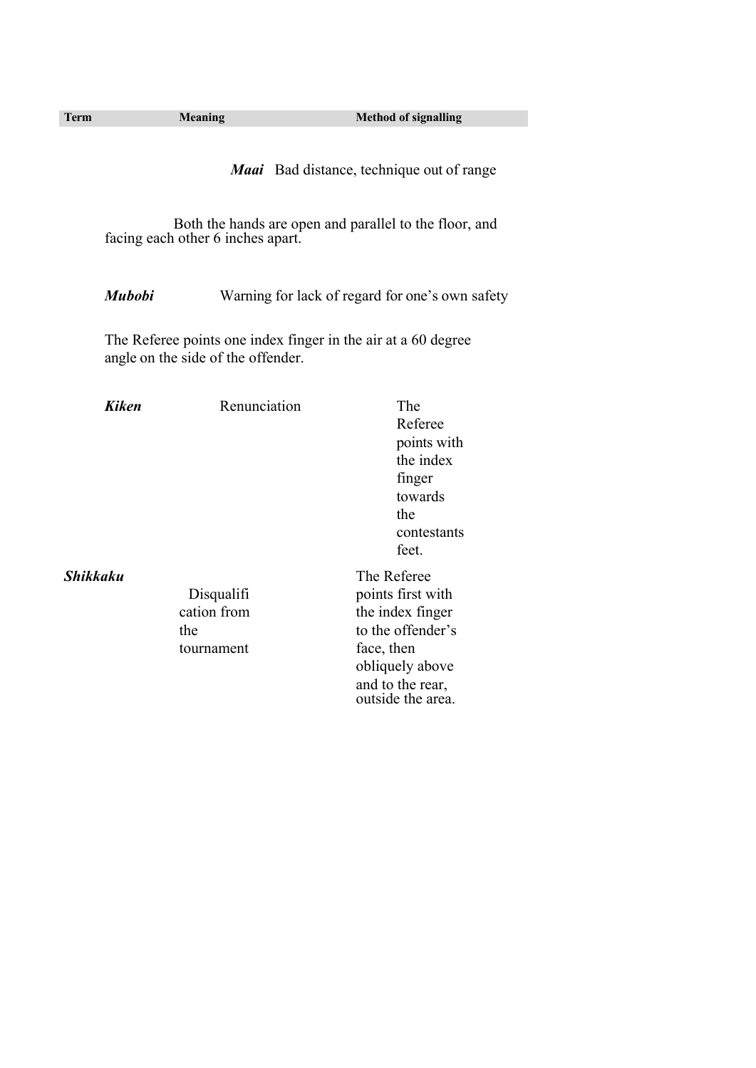| Term | Meaning | Method of signalling |
|---|---|---|
| ***Maai*** | Bad distance, technique out of range | Both the hands are open and parallel to the floor, and facing each other 6 inches apart. |
| ***Mubobi*** | Warning for lack of regard for one's own safety | The Referee points one index finger in the air at a 60 degree angle on the side of the offender. |
| ***Kiken*** | Renunciation | The Referee points with the index finger towards the contestants feet. |
| ***Shikkaku*** | Disqualification from the tournament | The Referee points first with the index finger to the offender's face, then obliquely above and to the rear, outside the area. |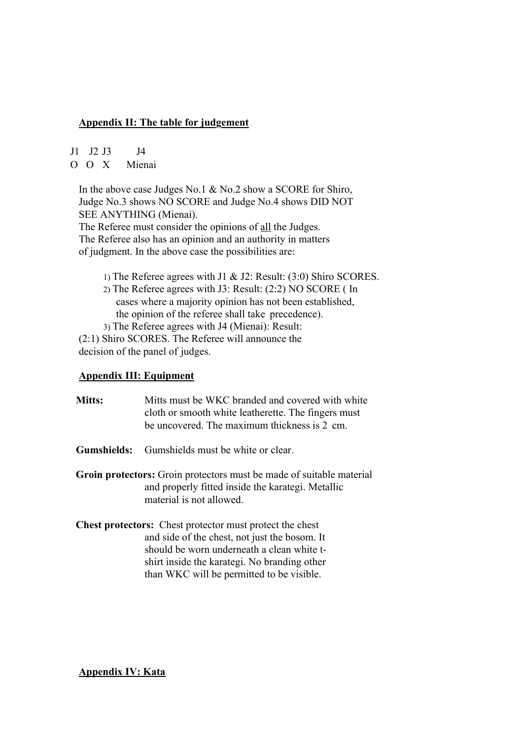## Appendix II: The table for judgement

| J1 | J2 | J3 | J4 |
|---|---|---|---|
| O | O | X | Mienai |

In the above case Judges No.1 & No.2 show a SCORE for Shiro, Judge No.3 shows NO SCORE and Judge No.4 shows DID NOT SEE ANYTHING (Mienai).
The Referee must consider the opinions of all the Judges.
The Referee also has an opinion and an authority in matters of judgment. In the above case the possibilities are:

1) The Referee agrees with J1 & J2: Result: (3:0) Shiro SCORES.
2) The Referee agrees with J3: Result: (2:2) NO SCORE ( In cases where a majority opinion has not been established, the opinion of the referee shall take precedence).
3) The Referee agrees with J4 (Mienai): Result: (2:1) Shiro SCORES. The Referee will announce the decision of the panel of judges.

## Appendix III: Equipment

**Mitts:** Mitts must be WKC branded and covered with white cloth or smooth white leatherette. The fingers must be uncovered. The maximum thickness is 2 cm.

**Gumshields:** Gumshields must be white or clear.

**Groin protectors:** Groin protectors must be made of suitable material and properly fitted inside the karategi. Metallic material is not allowed.

**Chest protectors:** Chest protector must protect the chest and side of the chest, not just the bosom. It should be worn underneath a clean white t-shirt inside the karategi. No branding other than WKC will be permitted to be visible.

## Appendix IV: Kata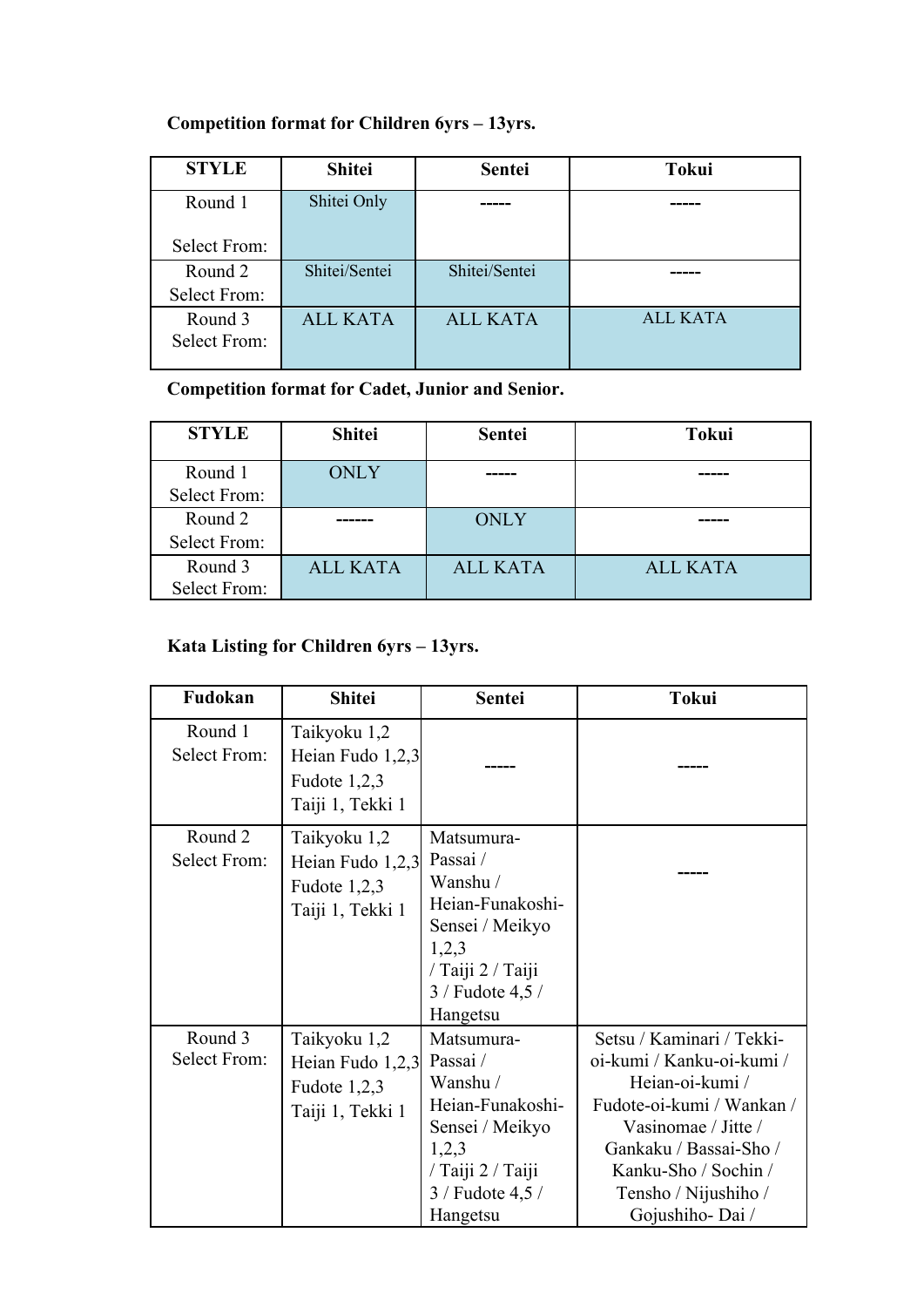**Competition format for Children 6yrs – 13yrs.**

| STYLE | Shitei | Sentei | Tokui |
|---|---|---|---|
| Round 1<br><br>Select From: | Shitei Only | ----- | ----- |
| Round 2<br>Select From: | Shitei/Sentei | Shitei/Sentei | ----- |
| Round 3<br>Select From: | ALL KATA | ALL KATA | ALL KATA |

**Competition format for Cadet, Junior and Senior.**

| STYLE | Shitei | Sentei | Tokui |
|---|---|---|---|
| Round 1<br>Select From: | ONLY | ----- | ----- |
| Round 2<br>Select From: | ------ | ONLY | ----- |
| Round 3<br>Select From: | ALL KATA | ALL KATA | ALL KATA |

**Kata Listing for Children 6yrs – 13yrs.**

| Fudokan | Shitei | Sentei | Tokui |
|---|---|---|---|
| Round 1<br>Select From: | Taikyoku 1,2<br>Heian Fudo 1,2,3<br>Fudote 1,2,3<br>Taiji 1, Tekki 1 | ----- | ----- |
| Round 2<br>Select From: | Taikyoku 1,2<br>Heian Fudo 1,2,3<br>Fudote 1,2,3<br>Taiji 1, Tekki 1 | Matsumura-Passai / Wanshu / Heian-Funakoshi-Sensei / Meikyo 1,2,3 / Taiji 2 / Taiji 3 / Fudote 4,5 / Hangetsu | ----- |
| Round 3<br>Select From: | Taikyoku 1,2<br>Heian Fudo 1,2,3<br>Fudote 1,2,3<br>Taiji 1, Tekki 1 | Matsumura-Passai / Wanshu / Heian-Funakoshi-Sensei / Meikyo 1,2,3 / Taiji 2 / Taiji 3 / Fudote 4,5 / Hangetsu | Setsu / Kaminari / Tekki-oi-kumi / Kanku-oi-kumi / Heian-oi-kumi / Fudote-oi-kumi / Wankan / Vasinomae / Jitte / Gankaku / Bassai-Sho / Kanku-Sho / Sochin / Tensho / Nijushiho / Gojushiho- Dai / |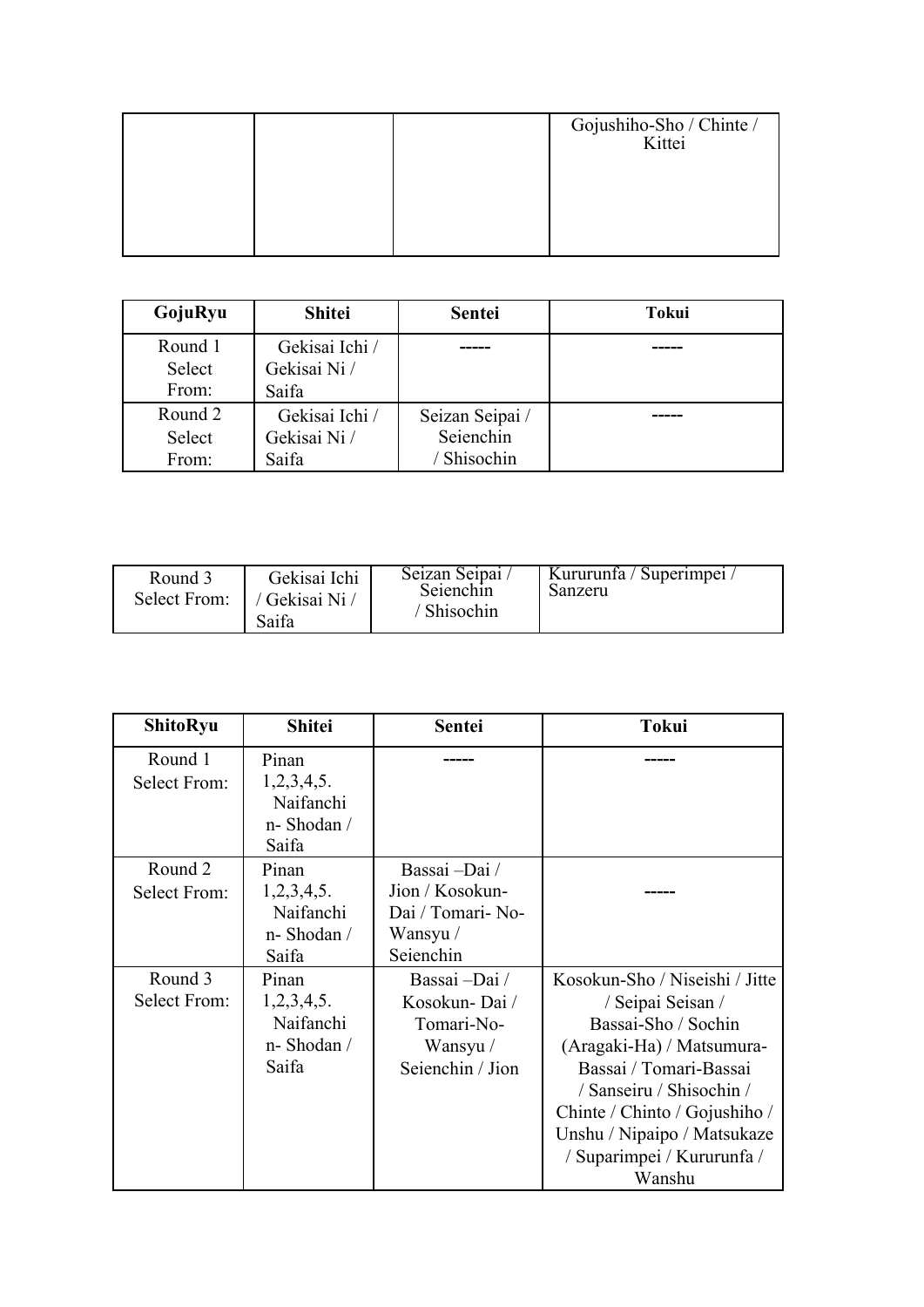| | | | Gojushiho-Sho / Chinte / Kittei |
|---|---|---|---|

| GojuRyu | Shitei | Sentei | Tokui |
|---|---|---|---|
| Round 1 Select From: | Gekisai Ichi / Gekisai Ni / Saifa | ----- | ----- |
| Round 2 Select From: | Gekisai Ichi / Gekisai Ni / Saifa | Seizan Seipai / Seienchin / Shisochin | ----- |
| Round 3 Select From: | Gekisai Ichi / Gekisai Ni / Saifa | Seizan Seipai / Seienchin / Shisochin | Kururunfa / Superimpei / Sanzeru |

| ShitoRyu | Shitei | Sentei | Tokui |
|---|---|---|---|
| Round 1 Select From: | Pinan 1,2,3,4,5. Naifanchin- Shodan / Saifa | ----- | ----- |
| Round 2 Select From: | Pinan 1,2,3,4,5. Naifanchin- Shodan / Saifa | Bassai –Dai / Jion / Kosokun-Dai / Tomari- No-Wansyu / Seienchin | ----- |
| Round 3 Select From: | Pinan 1,2,3,4,5. Naifanchin- Shodan / Saifa | Bassai –Dai / Kosokun- Dai / Tomari-No-Wansyu / Seienchin / Jion | Kosokun-Sho / Niseishi / Jitte / Seipai Seisan / Bassai-Sho / Sochin (Aragaki-Ha) / Matsumura-Bassai / Tomari-Bassai / Sanseiru / Shisochin / Chinte / Chinto / Gojushiho / Unshu / Nipaipo / Matsukaze / Suparimpei / Kururunfa / Wanshu |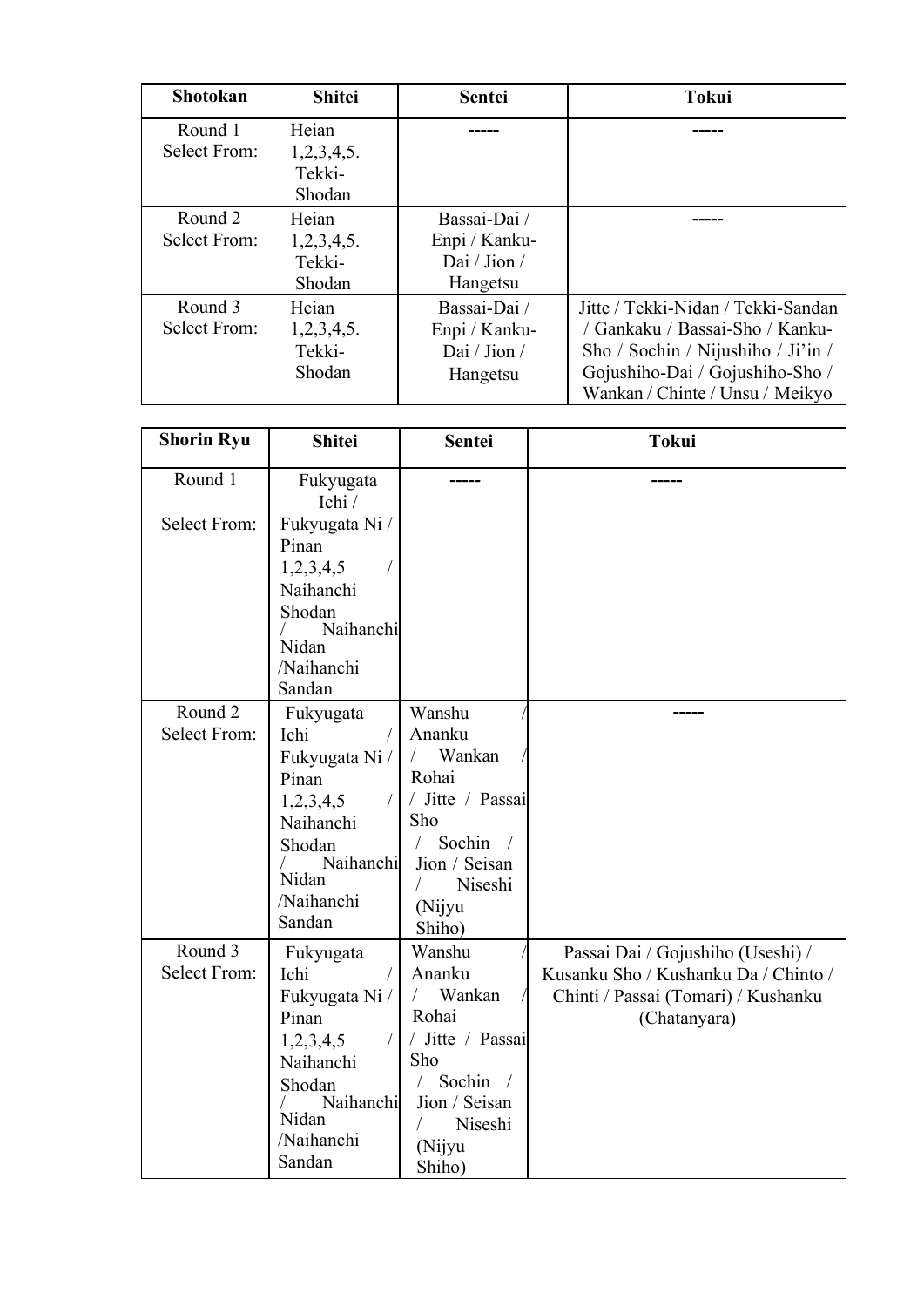| Shotokan | Shitei | Sentei | Tokui |
|---|---|---|---|
| Round 1 Select From: | Heian 1,2,3,4,5. Tekki-Shodan | ----- | ----- |
| Round 2 Select From: | Heian 1,2,3,4,5. Tekki-Shodan | Bassai-Dai / Enpi / Kanku-Dai / Jion / Hangetsu | ----- |
| Round 3 Select From: | Heian 1,2,3,4,5. Tekki-Shodan | Bassai-Dai / Enpi / Kanku-Dai / Jion / Hangetsu | Jitte / Tekki-Nidan / Tekki-Sandan / Gankaku / Bassai-Sho / Kanku-Sho / Sochin / Nijushiho / Ji'in / Gojushiho-Dai / Gojushiho-Sho / Wankan / Chinte / Unsu / Meikyo |

| Shorin Ryu | Shitei | Sentei | Tokui |
|---|---|---|---|
| Round 1 Select From: | Fukyugata Ichi / Fukyugata Ni / Pinan 1,2,3,4,5 / Naihanchi Shodan / Naihanchi Nidan /Naihanchi Sandan | ----- | ----- |
| Round 2 Select From: | Fukyugata Ichi / Fukyugata Ni / Pinan 1,2,3,4,5 / Naihanchi Shodan / Naihanchi Nidan /Naihanchi Sandan | Wanshu / Ananku / Wankan / Rohai / Jitte / Passai Sho / Sochin / Jion / Seisan / Niseshi (Nijyu Shiho) | ----- |
| Round 3 Select From: | Fukyugata Ichi / Fukyugata Ni / Pinan 1,2,3,4,5 / Naihanchi Shodan / Naihanchi Nidan /Naihanchi Sandan | Wanshu / Ananku / Wankan / Rohai / Jitte / Passai Sho / Sochin / Jion / Seisan / Niseshi (Nijyu Shiho) | Passai Dai / Gojushiho (Useshi) / Kusanku Sho / Kushanku Da / Chinto / Chinti / Passai (Tomari) / Kushanku (Chatanyara) |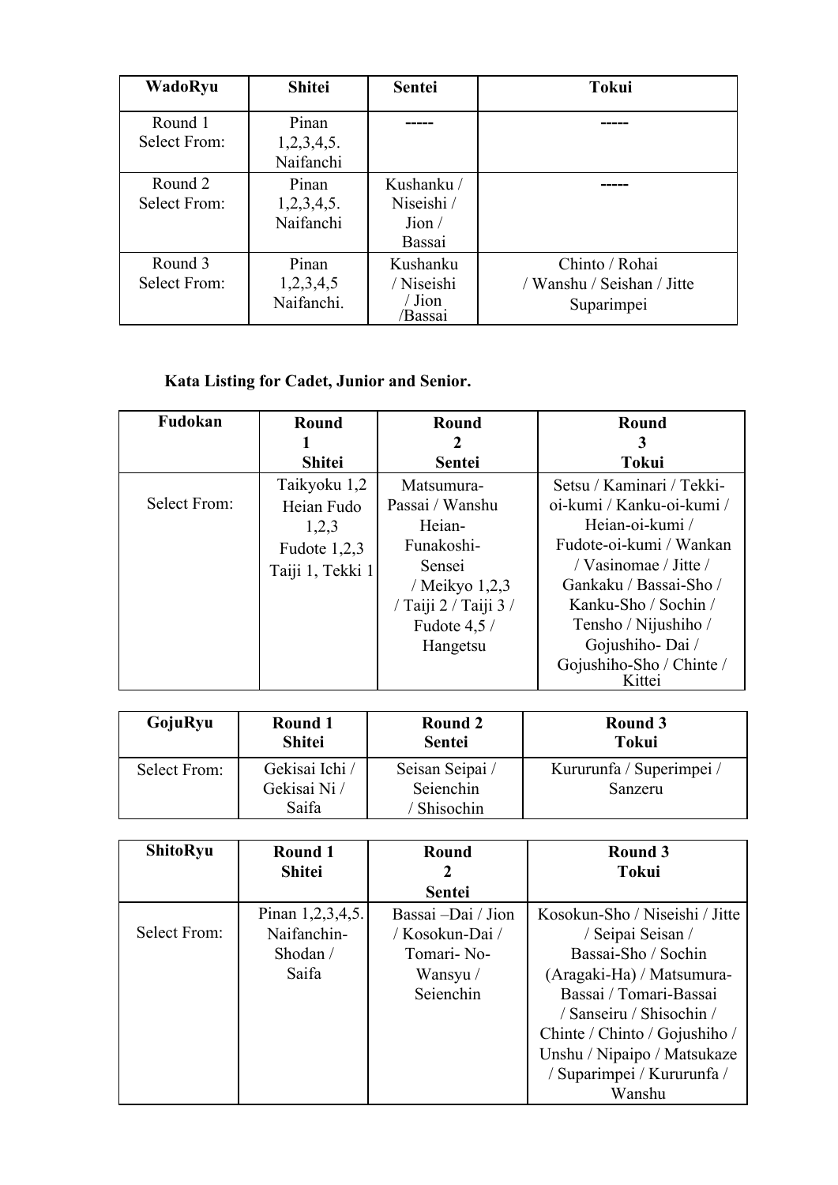| WadoRyu | Shitei | Sentei | Tokui |
|---|---|---|---|
| Round 1 Select From: | Pinan 1,2,3,4,5. Naifanchi | ----- | ----- |
| Round 2 Select From: | Pinan 1,2,3,4,5. Naifanchi | Kushanku / Niseishi / Jion / Bassai | ----- |
| Round 3 Select From: | Pinan 1,2,3,4,5 Naifanchi. | Kushanku / Niseishi / Jion /Bassai | Chinto / Rohai / Wanshu / Seishan / Jitte Suparimpei |

**Kata Listing for Cadet, Junior and Senior.**

| Fudokan | Round 1 Shitei | Round 2 Sentei | Round 3 Tokui |
|---|---|---|---|
| Select From: | Taikyoku 1,2 Heian Fudo 1,2,3 Fudote 1,2,3 Taiji 1, Tekki 1 | Matsumura-Passai / Wanshu Heian-Funakoshi-Sensei / Meikyo 1,2,3 / Taiji 2 / Taiji 3 / Fudote 4,5 / Hangetsu | Setsu / Kaminari / Tekki-oi-kumi / Kanku-oi-kumi / Heian-oi-kumi / Fudote-oi-kumi / Wankan / Vasinomae / Jitte / Gankaku / Bassai-Sho / Kanku-Sho / Sochin / Tensho / Nijushiho / Gojushiho- Dai / Gojushiho-Sho / Chinte / Kittei |

| GojuRyu | Round 1 Shitei | Round 2 Sentei | Round 3 Tokui |
|---|---|---|---|
| Select From: | Gekisai Ichi / Gekisai Ni / Saifa | Seisan Seipai / Seienchin / Shisochin | Kururunfa / Superimpei / Sanzeru |

| ShitoRyu | Round 1 Shitei | Round 2 Sentei | Round 3 Tokui |
|---|---|---|---|
| Select From: | Pinan 1,2,3,4,5. Naifanchin-Shodan / Saifa | Bassai –Dai / Jion / Kosokun-Dai / Tomari- No-Wansyu / Seienchin | Kosokun-Sho / Niseishi / Jitte / Seipai Seisan / Bassai-Sho / Sochin (Aragaki-Ha) / Matsumura-Bassai / Tomari-Bassai / Sanseiru / Shisochin / Chinte / Chinto / Gojushiho / Unshu / Nipaipo / Matsukaze / Suparimpei / Kururunfa / Wanshu |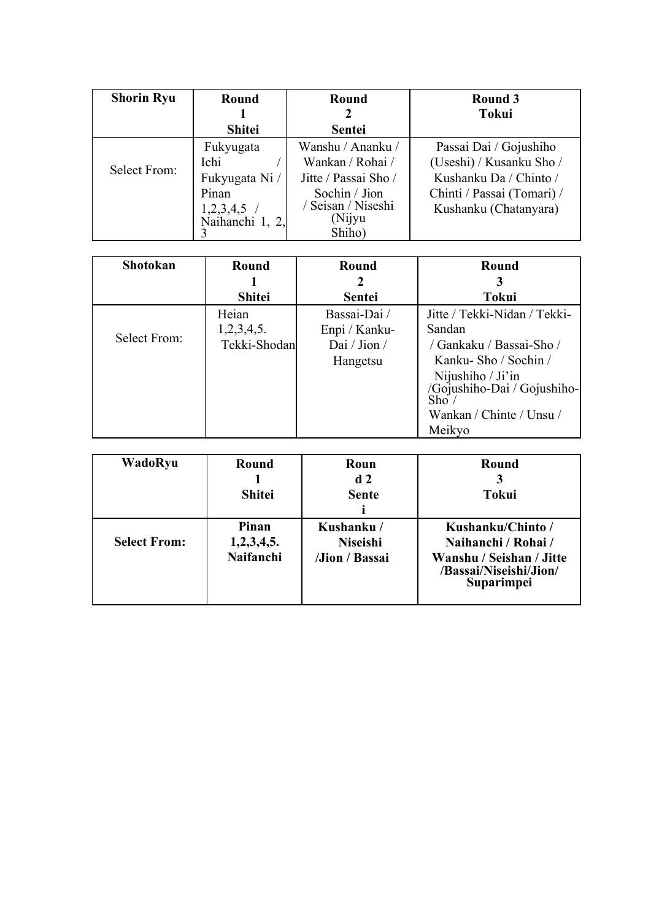| Shorin Ryu | Round 1 Shitei | Round 2 Sentei | Round 3 Tokui |
|---|---|---|---|
| Select From: | Fukyugata Ichi / Fukyugata Ni / Pinan 1,2,3,4,5 / Naihanchi 1, 2, 3 | Wanshu / Ananku / Wankan / Rohai / Jitte / Passai Sho / Sochin / Jion / Seisan / Niseshi (Nijyu Shiho) | Passai Dai / Gojushiho (Useshi) / Kusanku Sho / Kushanku Da / Chinto / Chinti / Passai (Tomari) / Kushanku (Chatanyara) |

| Shotokan | Round 1 Shitei | Round 2 Sentei | Round 3 Tokui |
|---|---|---|---|
| Select From: | Heian 1,2,3,4,5. Tekki-Shodan | Bassai-Dai / Enpi / Kanku-Dai / Jion / Hangetsu | Jitte / Tekki-Nidan / Tekki-Sandan / Gankaku / Bassai-Sho / Kanku- Sho / Sochin / Nijushiho / Ji'in /Gojushiho-Dai / Gojushiho-Sho / Wankan / Chinte / Unsu / Meikyo |

| **WadoRyu** | **Round 1 Shitei** | **Round 2 Sentei** | **Round 3 Tokui** |
|---|---|---|---|
| **Select From:** | **Pinan 1,2,3,4,5. Naifanchi** | **Kushanku / Niseishi /Jion / Bassai** | **Kushanku/Chinto / Naihanchi / Rohai / Wanshu / Seishan / Jitte /Bassai/Niseishi/Jion/ Suparimpei** |